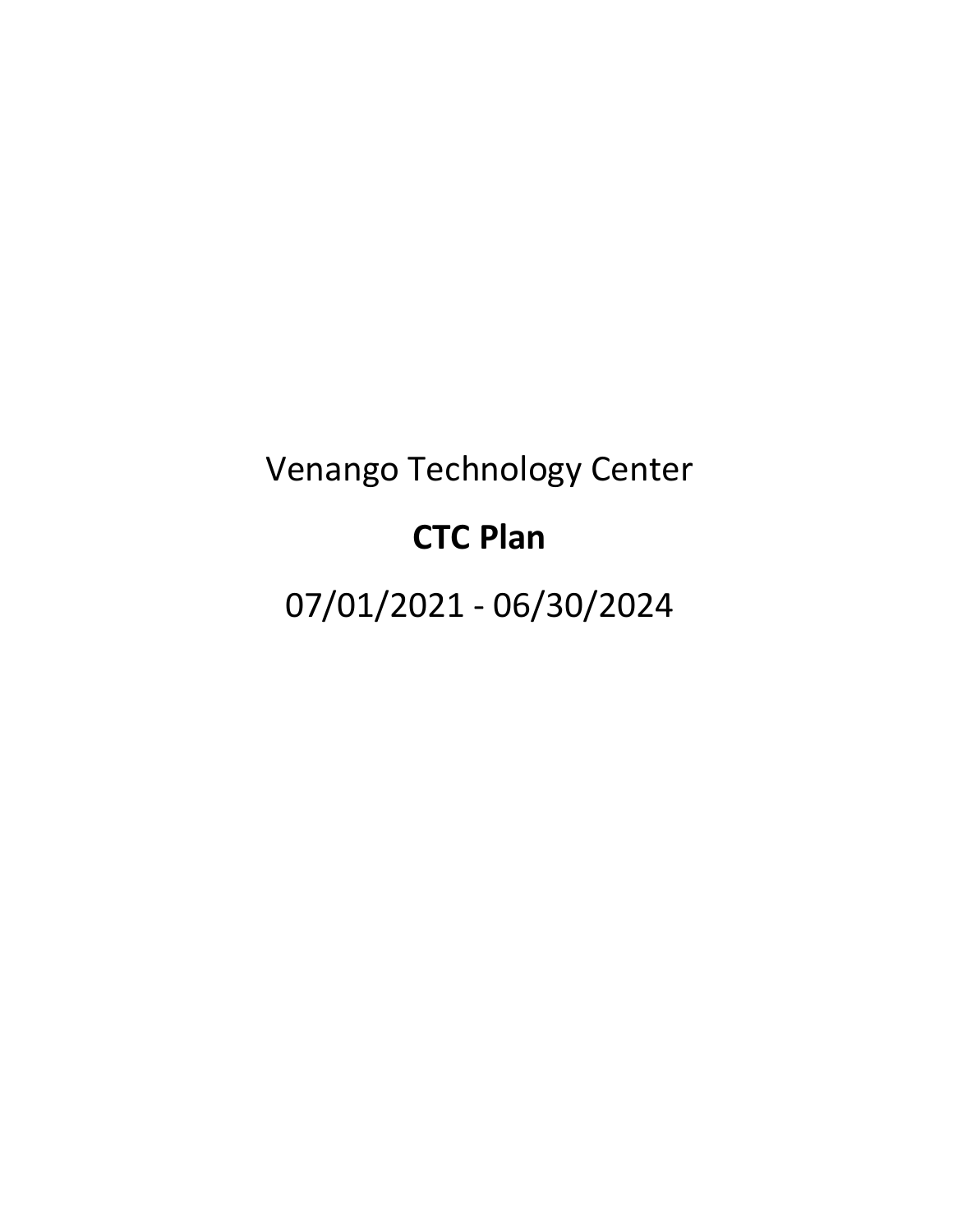Venango Technology Center

# CTC Plan

07/01/2021 - 06/30/2024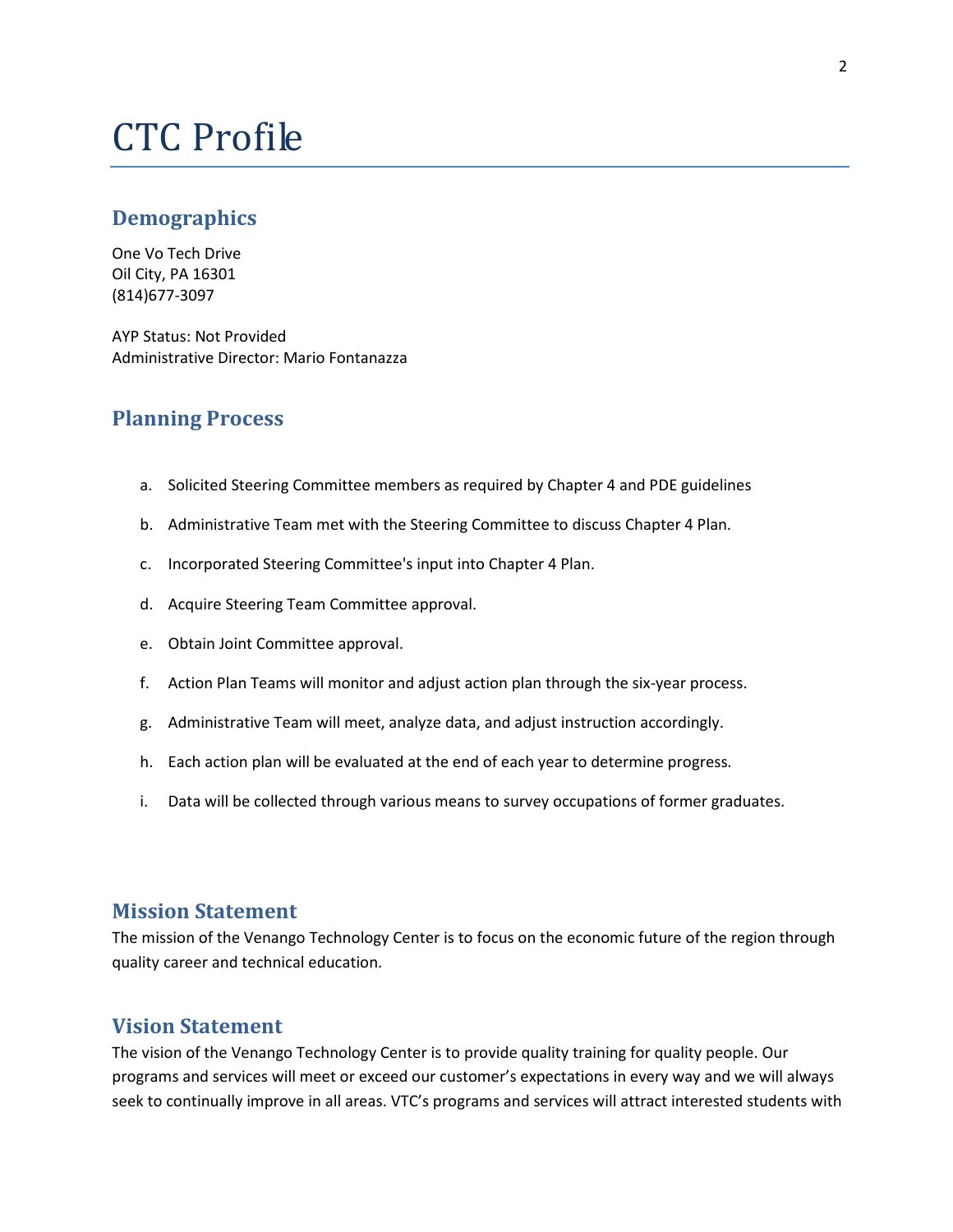# CTC Profile

## Demographics

One Vo Tech Drive
Oil City, PA 16301
(814)677-3097

AYP Status: Not Provided
Administrative Director: Mario Fontanazza

## Planning Process

a. Solicited Steering Committee members as required by Chapter 4 and PDE guidelines

b. Administrative Team met with the Steering Committee to discuss Chapter 4 Plan.

c. Incorporated Steering Committee's input into Chapter 4 Plan.

d. Acquire Steering Team Committee approval.

e. Obtain Joint Committee approval.

f. Action Plan Teams will monitor and adjust action plan through the six-year process.

g. Administrative Team will meet, analyze data, and adjust instruction accordingly.

h. Each action plan will be evaluated at the end of each year to determine progress.

i. Data will be collected through various means to survey occupations of former graduates.

## Mission Statement

The mission of the Venango Technology Center is to focus on the economic future of the region through quality career and technical education.

## Vision Statement

The vision of the Venango Technology Center is to provide quality training for quality people. Our programs and services will meet or exceed our customer's expectations in every way and we will always seek to continually improve in all areas. VTC's programs and services will attract interested students with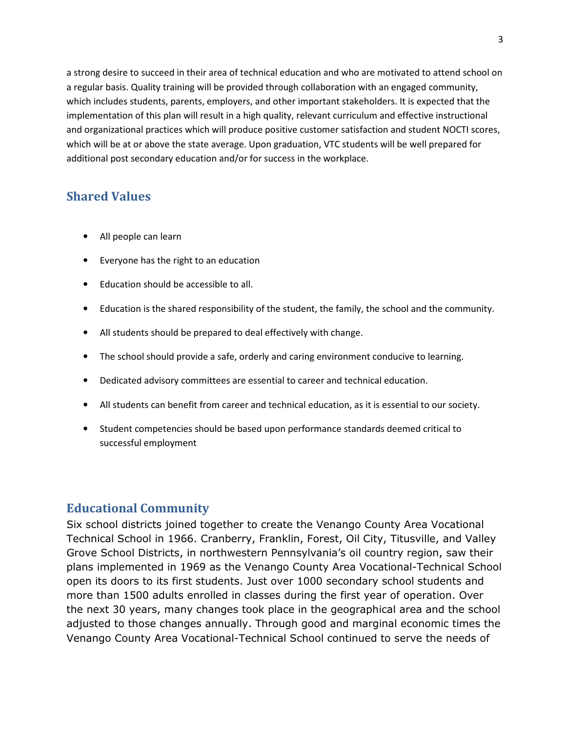a strong desire to succeed in their area of technical education and who are motivated to attend school on a regular basis. Quality training will be provided through collaboration with an engaged community, which includes students, parents, employers, and other important stakeholders. It is expected that the implementation of this plan will result in a high quality, relevant curriculum and effective instructional and organizational practices which will produce positive customer satisfaction and student NOCTI scores, which will be at or above the state average. Upon graduation, VTC students will be well prepared for additional post secondary education and/or for success in the workplace.

## Shared Values

- All people can learn
- Everyone has the right to an education
- Education should be accessible to all.
- Education is the shared responsibility of the student, the family, the school and the community.
- All students should be prepared to deal effectively with change.
- The school should provide a safe, orderly and caring environment conducive to learning.
- Dedicated advisory committees are essential to career and technical education.
- All students can benefit from career and technical education, as it is essential to our society.
- Student competencies should be based upon performance standards deemed critical to successful employment

## Educational Community

Six school districts joined together to create the Venango County Area Vocational Technical School in 1966. Cranberry, Franklin, Forest, Oil City, Titusville, and Valley Grove School Districts, in northwestern Pennsylvania's oil country region, saw their plans implemented in 1969 as the Venango County Area Vocational-Technical School open its doors to its first students. Just over 1000 secondary school students and more than 1500 adults enrolled in classes during the first year of operation. Over the next 30 years, many changes took place in the geographical area and the school adjusted to those changes annually. Through good and marginal economic times the Venango County Area Vocational-Technical School continued to serve the needs of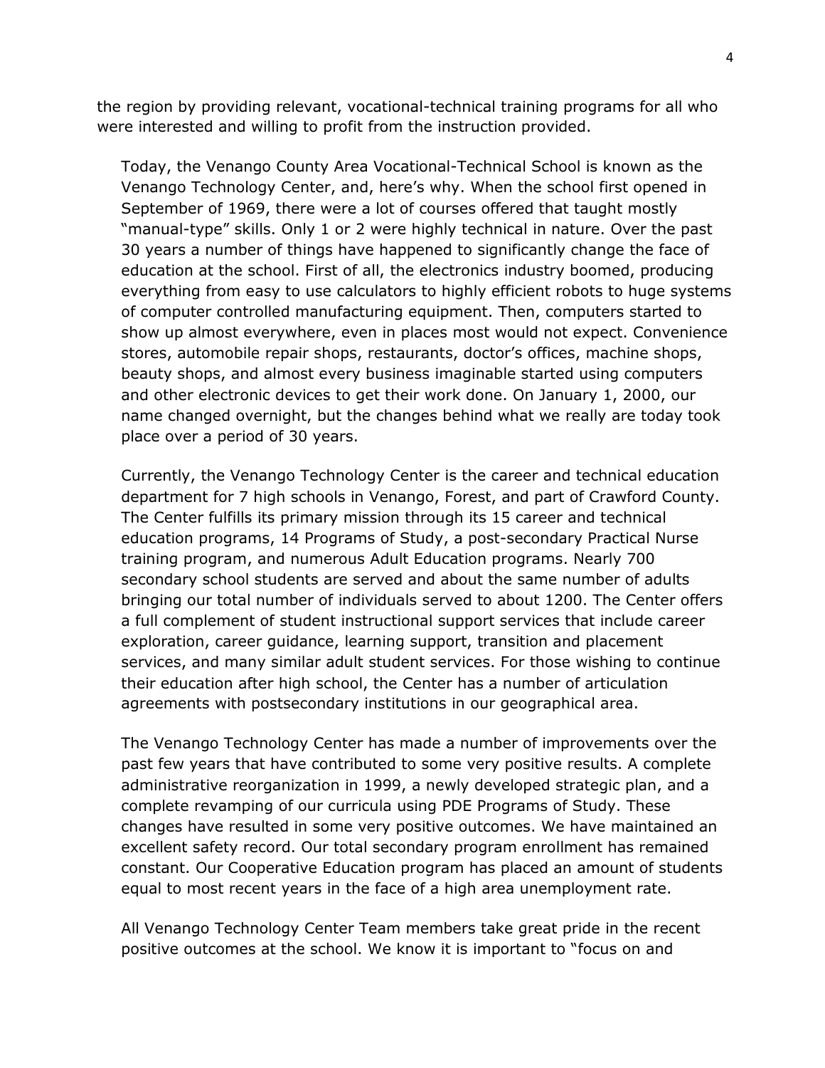the region by providing relevant, vocational-technical training programs for all who were interested and willing to profit from the instruction provided.

Today, the Venango County Area Vocational-Technical School is known as the Venango Technology Center, and, here's why. When the school first opened in September of 1969, there were a lot of courses offered that taught mostly "manual-type" skills. Only 1 or 2 were highly technical in nature. Over the past 30 years a number of things have happened to significantly change the face of education at the school. First of all, the electronics industry boomed, producing everything from easy to use calculators to highly efficient robots to huge systems of computer controlled manufacturing equipment. Then, computers started to show up almost everywhere, even in places most would not expect. Convenience stores, automobile repair shops, restaurants, doctor's offices, machine shops, beauty shops, and almost every business imaginable started using computers and other electronic devices to get their work done. On January 1, 2000, our name changed overnight, but the changes behind what we really are today took place over a period of 30 years.

Currently, the Venango Technology Center is the career and technical education department for 7 high schools in Venango, Forest, and part of Crawford County. The Center fulfills its primary mission through its 15 career and technical education programs, 14 Programs of Study, a post-secondary Practical Nurse training program, and numerous Adult Education programs. Nearly 700 secondary school students are served and about the same number of adults bringing our total number of individuals served to about 1200. The Center offers a full complement of student instructional support services that include career exploration, career guidance, learning support, transition and placement services, and many similar adult student services. For those wishing to continue their education after high school, the Center has a number of articulation agreements with postsecondary institutions in our geographical area.

The Venango Technology Center has made a number of improvements over the past few years that have contributed to some very positive results. A complete administrative reorganization in 1999, a newly developed strategic plan, and a complete revamping of our curricula using PDE Programs of Study. These changes have resulted in some very positive outcomes. We have maintained an excellent safety record. Our total secondary program enrollment has remained constant. Our Cooperative Education program has placed an amount of students equal to most recent years in the face of a high area unemployment rate.

All Venango Technology Center Team members take great pride in the recent positive outcomes at the school. We know it is important to "focus on and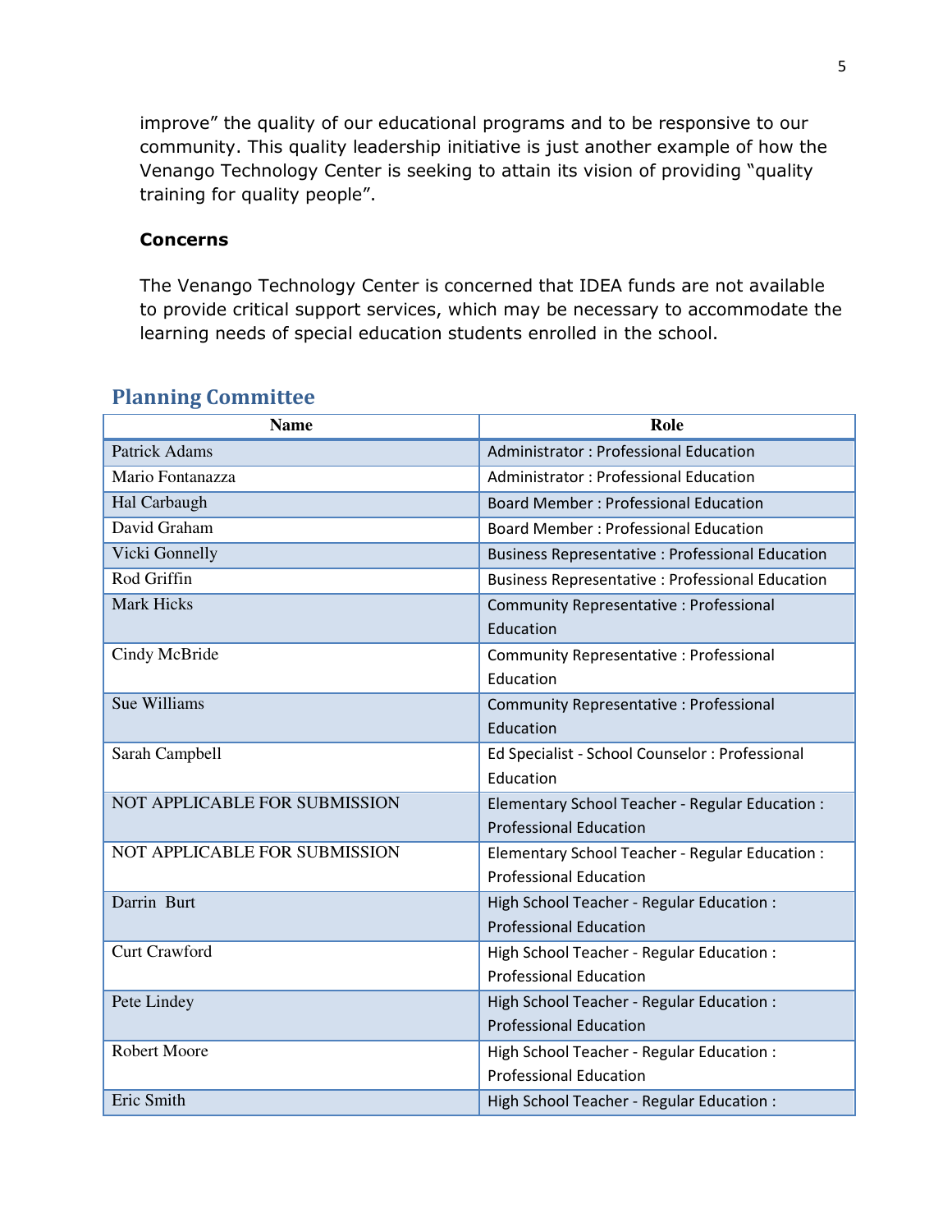improve" the quality of our educational programs and to be responsive to our community. This quality leadership initiative is just another example of how the Venango Technology Center is seeking to attain its vision of providing "quality training for quality people".

**Concerns**

The Venango Technology Center is concerned that IDEA funds are not available to provide critical support services, which may be necessary to accommodate the learning needs of special education students enrolled in the school.

## Planning Committee

| Name | Role |
|---|---|
| Patrick Adams | Administrator : Professional Education |
| Mario Fontanazza | Administrator : Professional Education |
| Hal Carbaugh | Board Member : Professional Education |
| David Graham | Board Member : Professional Education |
| Vicki Gonnelly | Business Representative : Professional Education |
| Rod Griffin | Business Representative : Professional Education |
| Mark Hicks | Community Representative : Professional Education |
| Cindy McBride | Community Representative : Professional Education |
| Sue Williams | Community Representative : Professional Education |
| Sarah Campbell | Ed Specialist - School Counselor : Professional Education |
| NOT APPLICABLE FOR SUBMISSION | Elementary School Teacher - Regular Education : Professional Education |
| NOT APPLICABLE FOR SUBMISSION | Elementary School Teacher - Regular Education : Professional Education |
| Darrin Burt | High School Teacher - Regular Education : Professional Education |
| Curt Crawford | High School Teacher - Regular Education : Professional Education |
| Pete Lindey | High School Teacher - Regular Education : Professional Education |
| Robert Moore | High School Teacher - Regular Education : Professional Education |
| Eric Smith | High School Teacher - Regular Education : |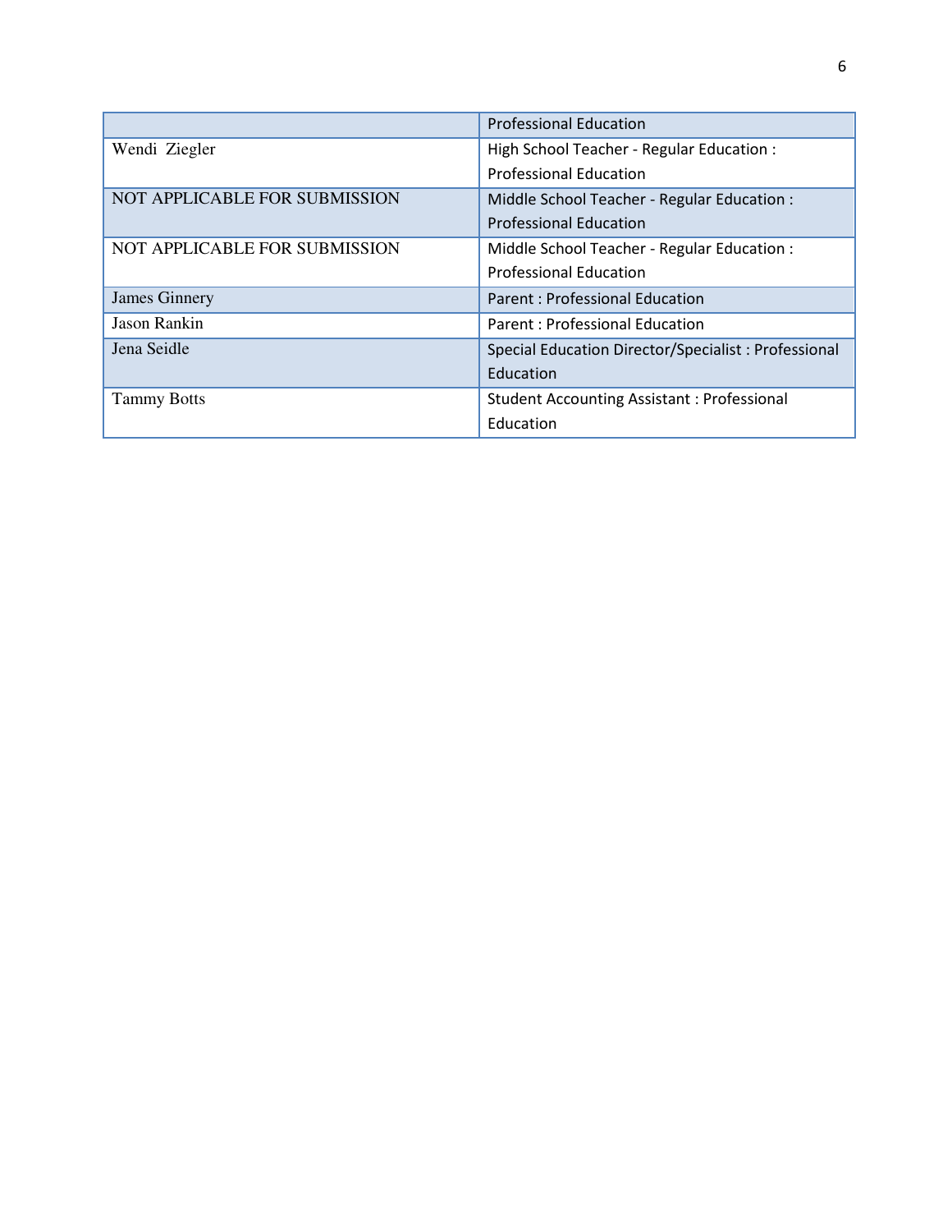|  | Professional Education |
|---|---|
| Wendi Ziegler | High School Teacher - Regular Education : Professional Education |
| NOT APPLICABLE FOR SUBMISSION | Middle School Teacher - Regular Education : Professional Education |
| NOT APPLICABLE FOR SUBMISSION | Middle School Teacher - Regular Education : Professional Education |
| James Ginnery | Parent : Professional Education |
| Jason Rankin | Parent : Professional Education |
| Jena Seidle | Special Education Director/Specialist : Professional Education |
| Tammy Botts | Student Accounting Assistant : Professional Education |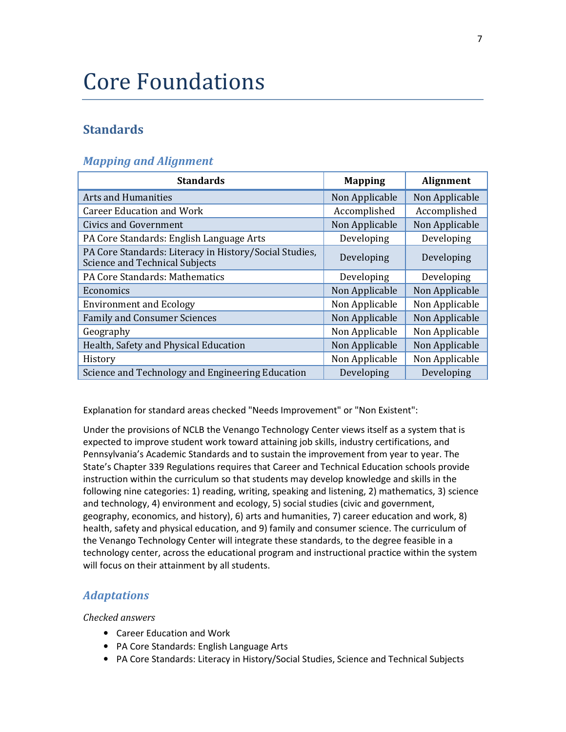# Core Foundations

## Standards

### *Mapping and Alignment*

| Standards | Mapping | Alignment |
|---|---|---|
| Arts and Humanities | Non Applicable | Non Applicable |
| Career Education and Work | Accomplished | Accomplished |
| Civics and Government | Non Applicable | Non Applicable |
| PA Core Standards: English Language Arts | Developing | Developing |
| PA Core Standards: Literacy in History/Social Studies, Science and Technical Subjects | Developing | Developing |
| PA Core Standards: Mathematics | Developing | Developing |
| Economics | Non Applicable | Non Applicable |
| Environment and Ecology | Non Applicable | Non Applicable |
| Family and Consumer Sciences | Non Applicable | Non Applicable |
| Geography | Non Applicable | Non Applicable |
| Health, Safety and Physical Education | Non Applicable | Non Applicable |
| History | Non Applicable | Non Applicable |
| Science and Technology and Engineering Education | Developing | Developing |

Explanation for standard areas checked "Needs Improvement" or "Non Existent":

Under the provisions of NCLB the Venango Technology Center views itself as a system that is expected to improve student work toward attaining job skills, industry certifications, and Pennsylvania's Academic Standards and to sustain the improvement from year to year. The State's Chapter 339 Regulations requires that Career and Technical Education schools provide instruction within the curriculum so that students may develop knowledge and skills in the following nine categories: 1) reading, writing, speaking and listening, 2) mathematics, 3) science and technology, 4) environment and ecology, 5) social studies (civic and government, geography, economics, and history), 6) arts and humanities, 7) career education and work, 8) health, safety and physical education, and 9) family and consumer science. The curriculum of the Venango Technology Center will integrate these standards, to the degree feasible in a technology center, across the educational program and instructional practice within the system will focus on their attainment by all students.

### *Adaptations*

*Checked answers*

- Career Education and Work
- PA Core Standards: English Language Arts
- PA Core Standards: Literacy in History/Social Studies, Science and Technical Subjects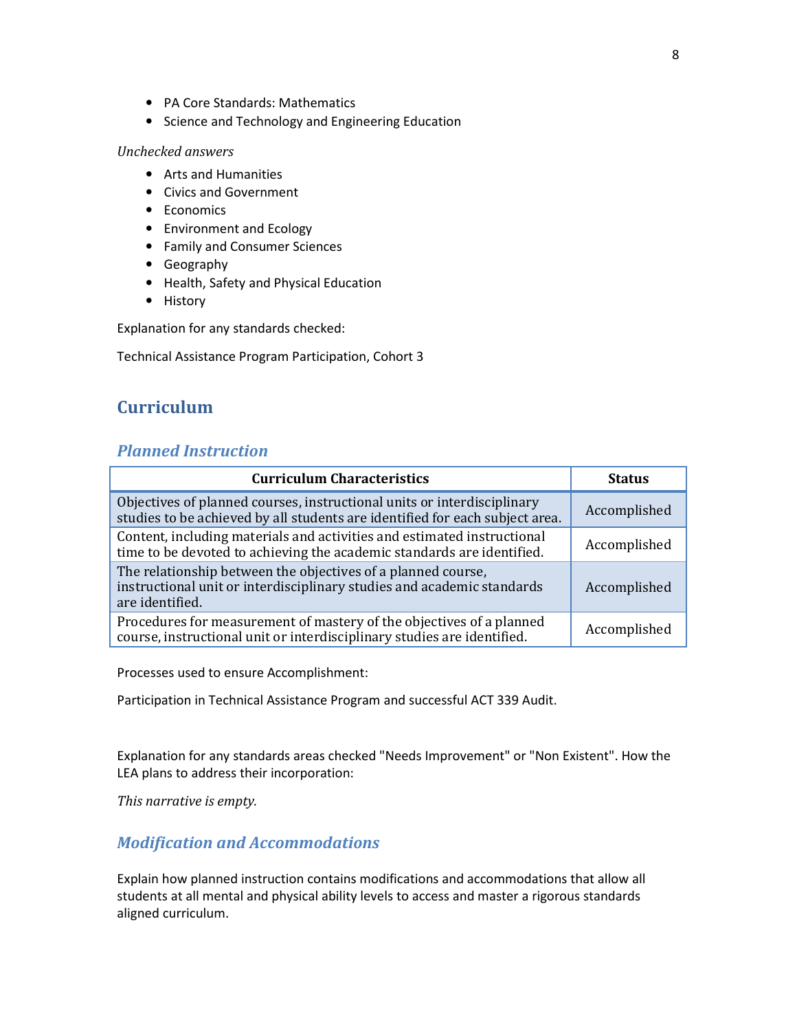- PA Core Standards: Mathematics
- Science and Technology and Engineering Education

*Unchecked answers*

- Arts and Humanities
- Civics and Government
- Economics
- Environment and Ecology
- Family and Consumer Sciences
- Geography
- Health, Safety and Physical Education
- History

Explanation for any standards checked:

Technical Assistance Program Participation, Cohort 3

## Curriculum

### *Planned Instruction*

| Curriculum Characteristics | Status |
|---|---|
| Objectives of planned courses, instructional units or interdisciplinary studies to be achieved by all students are identified for each subject area. | Accomplished |
| Content, including materials and activities and estimated instructional time to be devoted to achieving the academic standards are identified. | Accomplished |
| The relationship between the objectives of a planned course, instructional unit or interdisciplinary studies and academic standards are identified. | Accomplished |
| Procedures for measurement of mastery of the objectives of a planned course, instructional unit or interdisciplinary studies are identified. | Accomplished |

Processes used to ensure Accomplishment:

Participation in Technical Assistance Program and successful ACT 339 Audit.

Explanation for any standards areas checked "Needs Improvement" or "Non Existent". How the LEA plans to address their incorporation:

*This narrative is empty.*

### *Modification and Accommodations*

Explain how planned instruction contains modifications and accommodations that allow all students at all mental and physical ability levels to access and master a rigorous standards aligned curriculum.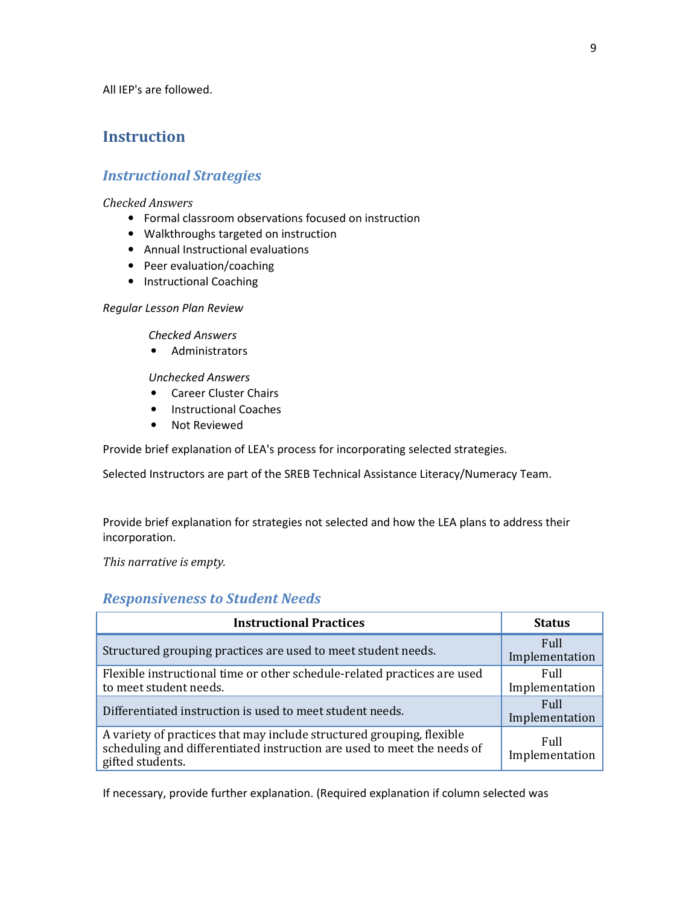All IEP's are followed.

## Instruction

### *Instructional Strategies*

*Checked Answers*

- Formal classroom observations focused on instruction
- Walkthroughs targeted on instruction
- Annual Instructional evaluations
- Peer evaluation/coaching
- Instructional Coaching

*Regular Lesson Plan Review*

*Checked Answers*

- Administrators

*Unchecked Answers*

- Career Cluster Chairs
- Instructional Coaches
- Not Reviewed

Provide brief explanation of LEA's process for incorporating selected strategies.

Selected Instructors are part of the SREB Technical Assistance Literacy/Numeracy Team.

Provide brief explanation for strategies not selected and how the LEA plans to address their incorporation.

*This narrative is empty.*

### *Responsiveness to Student Needs*

| Instructional Practices | Status |
|---|---|
| Structured grouping practices are used to meet student needs. | Full Implementation |
| Flexible instructional time or other schedule-related practices are used to meet student needs. | Full Implementation |
| Differentiated instruction is used to meet student needs. | Full Implementation |
| A variety of practices that may include structured grouping, flexible scheduling and differentiated instruction are used to meet the needs of gifted students. | Full Implementation |

If necessary, provide further explanation. (Required explanation if column selected was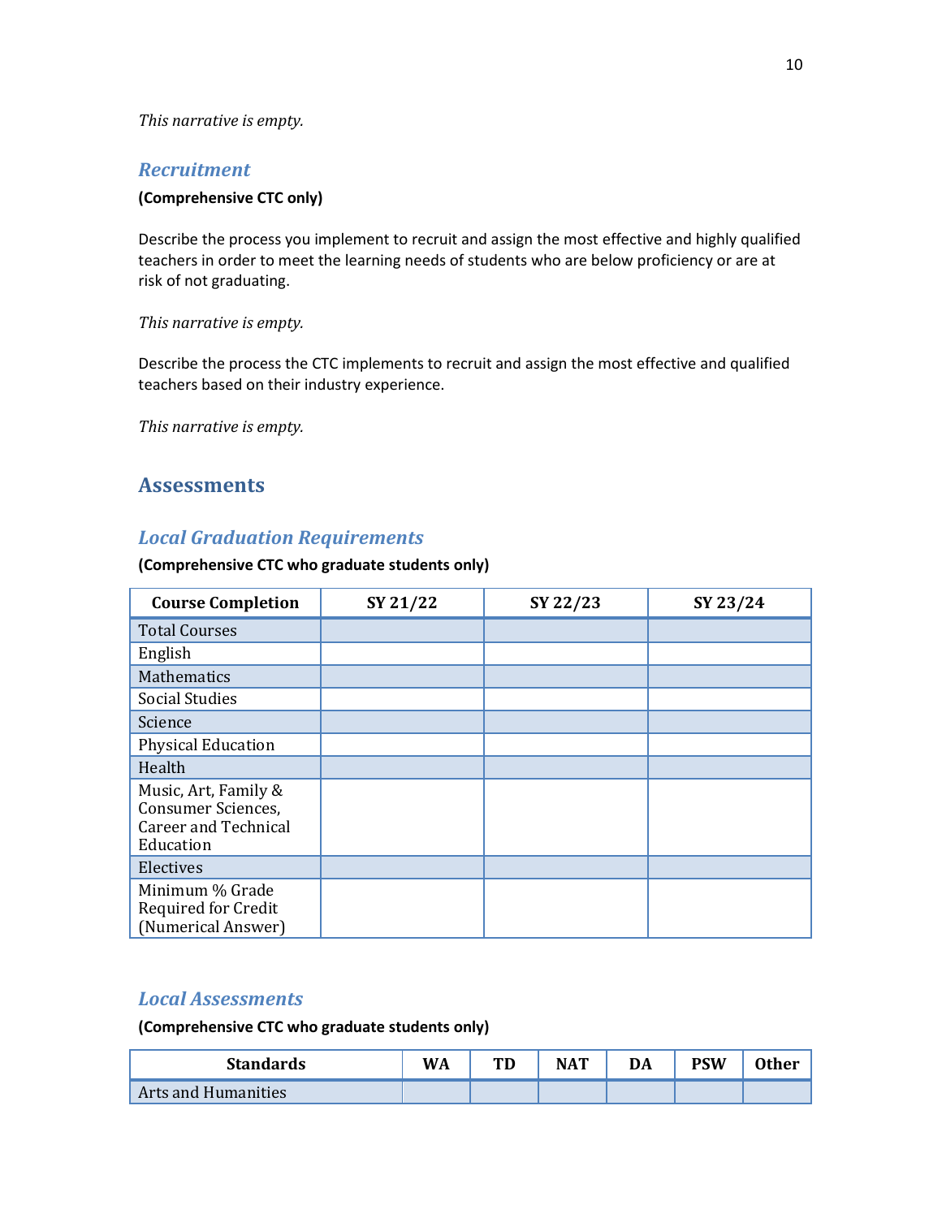*This narrative is empty.*

### *Recruitment*

**(Comprehensive CTC only)**

Describe the process you implement to recruit and assign the most effective and highly qualified teachers in order to meet the learning needs of students who are below proficiency or are at risk of not graduating.

*This narrative is empty.*

Describe the process the CTC implements to recruit and assign the most effective and qualified teachers based on their industry experience.

*This narrative is empty.*

## Assessments

### *Local Graduation Requirements*

**(Comprehensive CTC who graduate students only)**

| Course Completion | SY 21/22 | SY 22/23 | SY 23/24 |
|---|---|---|---|
| Total Courses | | | |
| English | | | |
| Mathematics | | | |
| Social Studies | | | |
| Science | | | |
| Physical Education | | | |
| Health | | | |
| Music, Art, Family & Consumer Sciences, Career and Technical Education | | | |
| Electives | | | |
| Minimum % Grade Required for Credit (Numerical Answer) | | | |

### *Local Assessments*

**(Comprehensive CTC who graduate students only)**

| Standards | WA | TD | NAT | DA | PSW | Other |
|---|---|---|---|---|---|---|
| Arts and Humanities | | | | | | |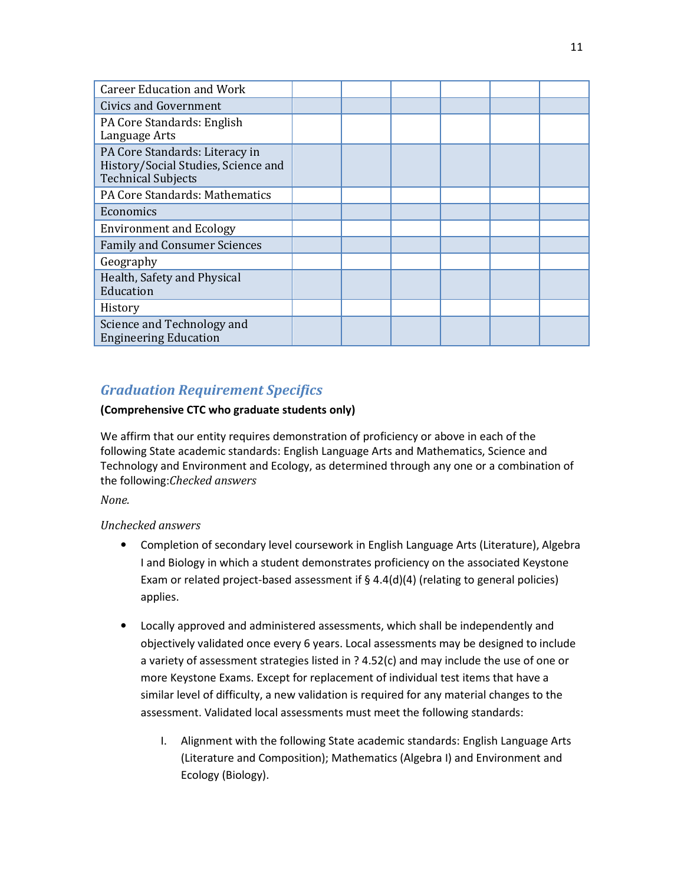| | | | | | | |
|---|---|---|---|---|---|---|
| Career Education and Work | | | | | | |
| Civics and Government | | | | | | |
| PA Core Standards: English Language Arts | | | | | | |
| PA Core Standards: Literacy in History/Social Studies, Science and Technical Subjects | | | | | | |
| PA Core Standards: Mathematics | | | | | | |
| Economics | | | | | | |
| Environment and Ecology | | | | | | |
| Family and Consumer Sciences | | | | | | |
| Geography | | | | | | |
| Health, Safety and Physical Education | | | | | | |
| History | | | | | | |
| Science and Technology and Engineering Education | | | | | | |

## *Graduation Requirement Specifics*

**(Comprehensive CTC who graduate students only)**

We affirm that our entity requires demonstration of proficiency or above in each of the following State academic standards: English Language Arts and Mathematics, Science and Technology and Environment and Ecology, as determined through any one or a combination of the following:*Checked answers*

*None.*

*Unchecked answers*

- Completion of secondary level coursework in English Language Arts (Literature), Algebra I and Biology in which a student demonstrates proficiency on the associated Keystone Exam or related project-based assessment if § 4.4(d)(4) (relating to general policies) applies.

- Locally approved and administered assessments, which shall be independently and objectively validated once every 6 years. Local assessments may be designed to include a variety of assessment strategies listed in ? 4.52(c) and may include the use of one or more Keystone Exams. Except for replacement of individual test items that have a similar level of difficulty, a new validation is required for any material changes to the assessment. Validated local assessments must meet the following standards:

    I. Alignment with the following State academic standards: English Language Arts (Literature and Composition); Mathematics (Algebra I) and Environment and Ecology (Biology).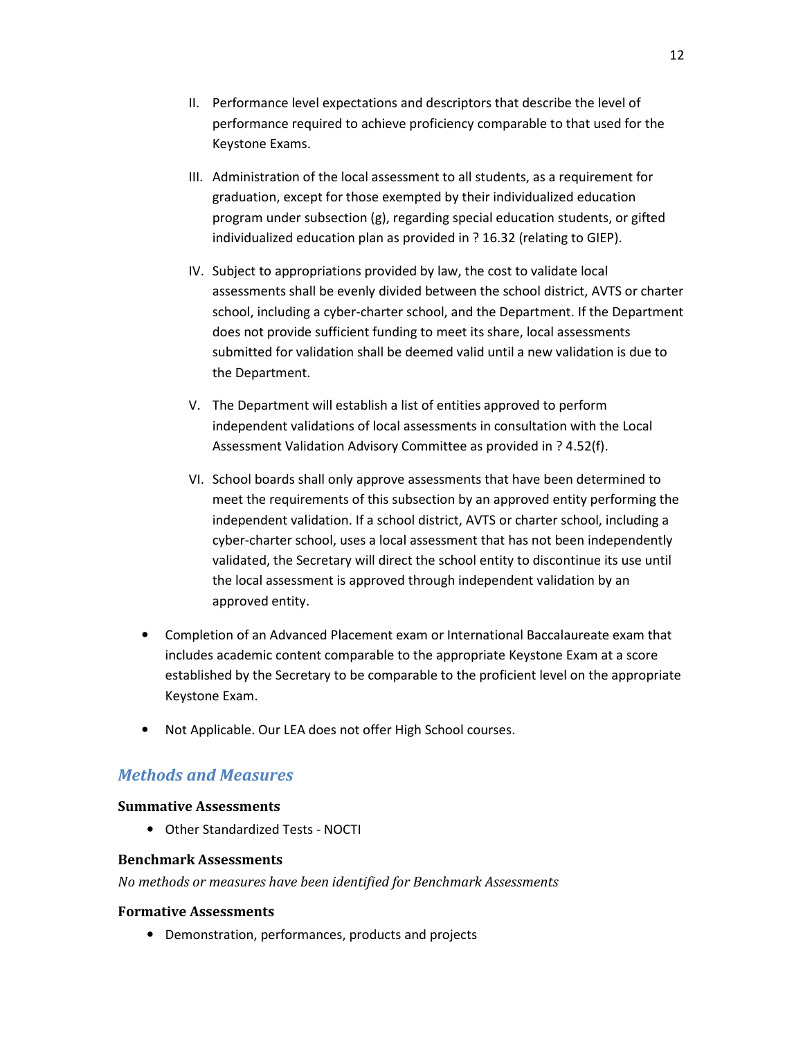II. Performance level expectations and descriptors that describe the level of performance required to achieve proficiency comparable to that used for the Keystone Exams.

III. Administration of the local assessment to all students, as a requirement for graduation, except for those exempted by their individualized education program under subsection (g), regarding special education students, or gifted individualized education plan as provided in ? 16.32 (relating to GIEP).

IV. Subject to appropriations provided by law, the cost to validate local assessments shall be evenly divided between the school district, AVTS or charter school, including a cyber-charter school, and the Department. If the Department does not provide sufficient funding to meet its share, local assessments submitted for validation shall be deemed valid until a new validation is due to the Department.

V. The Department will establish a list of entities approved to perform independent validations of local assessments in consultation with the Local Assessment Validation Advisory Committee as provided in ? 4.52(f).

VI. School boards shall only approve assessments that have been determined to meet the requirements of this subsection by an approved entity performing the independent validation. If a school district, AVTS or charter school, including a cyber-charter school, uses a local assessment that has not been independently validated, the Secretary will direct the school entity to discontinue its use until the local assessment is approved through independent validation by an approved entity.

- Completion of an Advanced Placement exam or International Baccalaureate exam that includes academic content comparable to the appropriate Keystone Exam at a score established by the Secretary to be comparable to the proficient level on the appropriate Keystone Exam.
- Not Applicable. Our LEA does not offer High School courses.

## *Methods and Measures*

### Summative Assessments

- Other Standardized Tests - NOCTI

### Benchmark Assessments

*No methods or measures have been identified for Benchmark Assessments*

### Formative Assessments

- Demonstration, performances, products and projects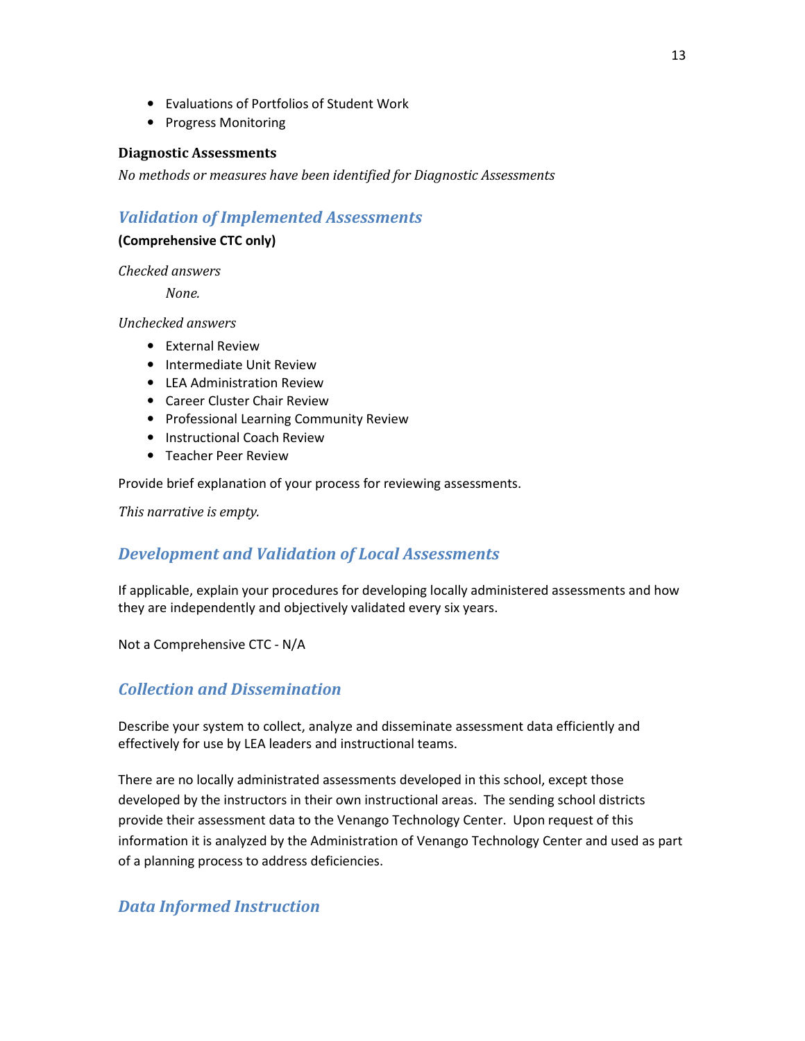- Evaluations of Portfolios of Student Work
- Progress Monitoring

**Diagnostic Assessments**

*No methods or measures have been identified for Diagnostic Assessments*

## *Validation of Implemented Assessments*

**(Comprehensive CTC only)**

*Checked answers*

*None.*

*Unchecked answers*

- External Review
- Intermediate Unit Review
- LEA Administration Review
- Career Cluster Chair Review
- Professional Learning Community Review
- Instructional Coach Review
- Teacher Peer Review

Provide brief explanation of your process for reviewing assessments.

*This narrative is empty.*

## *Development and Validation of Local Assessments*

If applicable, explain your procedures for developing locally administered assessments and how they are independently and objectively validated every six years.

Not a Comprehensive CTC - N/A

## *Collection and Dissemination*

Describe your system to collect, analyze and disseminate assessment data efficiently and effectively for use by LEA leaders and instructional teams.

There are no locally administrated assessments developed in this school, except those developed by the instructors in their own instructional areas. The sending school districts provide their assessment data to the Venango Technology Center. Upon request of this information it is analyzed by the Administration of Venango Technology Center and used as part of a planning process to address deficiencies.

## *Data Informed Instruction*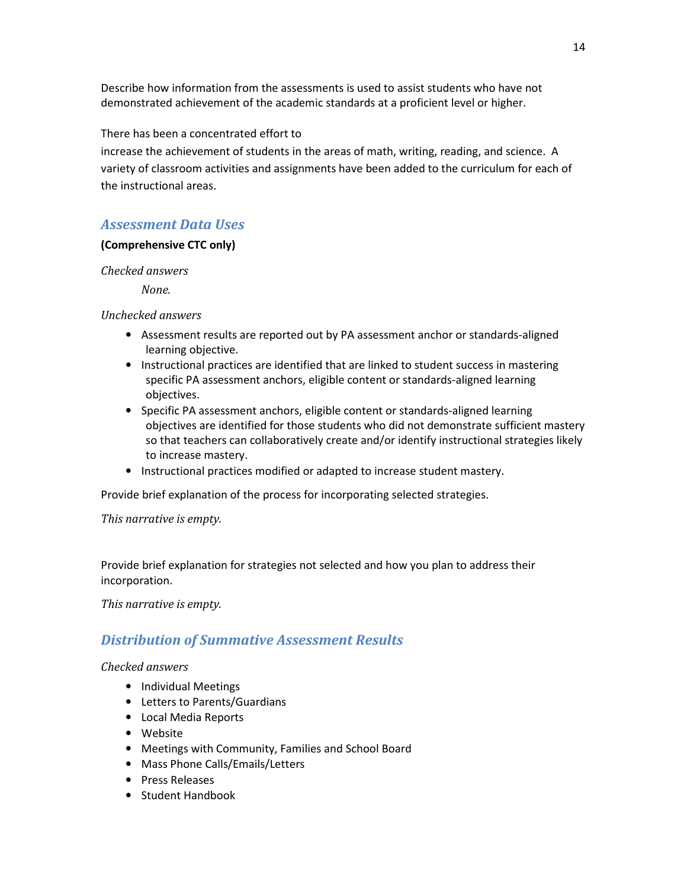Describe how information from the assessments is used to assist students who have not demonstrated achievement of the academic standards at a proficient level or higher.

There has been a concentrated effort to
increase the achievement of students in the areas of math, writing, reading, and science. A variety of classroom activities and assignments have been added to the curriculum for each of the instructional areas.

## *Assessment Data Uses*

**(Comprehensive CTC only)**

*Checked answers*

*None.*

*Unchecked answers*

- Assessment results are reported out by PA assessment anchor or standards-aligned learning objective.
- Instructional practices are identified that are linked to student success in mastering specific PA assessment anchors, eligible content or standards-aligned learning objectives.
- Specific PA assessment anchors, eligible content or standards-aligned learning objectives are identified for those students who did not demonstrate sufficient mastery so that teachers can collaboratively create and/or identify instructional strategies likely to increase mastery.
- Instructional practices modified or adapted to increase student mastery.

Provide brief explanation of the process for incorporating selected strategies.

*This narrative is empty.*

Provide brief explanation for strategies not selected and how you plan to address their incorporation.

*This narrative is empty.*

## *Distribution of Summative Assessment Results*

*Checked answers*

- Individual Meetings
- Letters to Parents/Guardians
- Local Media Reports
- Website
- Meetings with Community, Families and School Board
- Mass Phone Calls/Emails/Letters
- Press Releases
- Student Handbook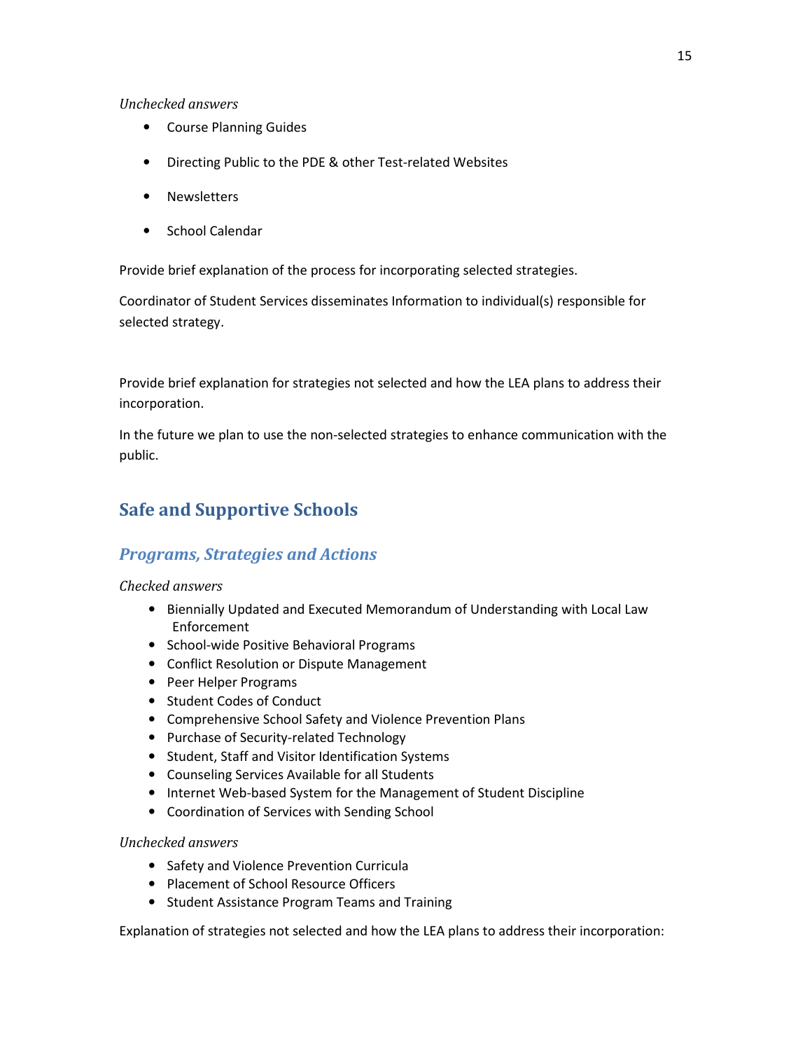*Unchecked answers*

- Course Planning Guides
- Directing Public to the PDE & other Test-related Websites
- Newsletters
- School Calendar

Provide brief explanation of the process for incorporating selected strategies.

Coordinator of Student Services disseminates Information to individual(s) responsible for selected strategy.

Provide brief explanation for strategies not selected and how the LEA plans to address their incorporation.

In the future we plan to use the non-selected strategies to enhance communication with the public.

## Safe and Supportive Schools

### *Programs, Strategies and Actions*

*Checked answers*

- Biennially Updated and Executed Memorandum of Understanding with Local Law Enforcement
- School-wide Positive Behavioral Programs
- Conflict Resolution or Dispute Management
- Peer Helper Programs
- Student Codes of Conduct
- Comprehensive School Safety and Violence Prevention Plans
- Purchase of Security-related Technology
- Student, Staff and Visitor Identification Systems
- Counseling Services Available for all Students
- Internet Web-based System for the Management of Student Discipline
- Coordination of Services with Sending School

*Unchecked answers*

- Safety and Violence Prevention Curricula
- Placement of School Resource Officers
- Student Assistance Program Teams and Training

Explanation of strategies not selected and how the LEA plans to address their incorporation: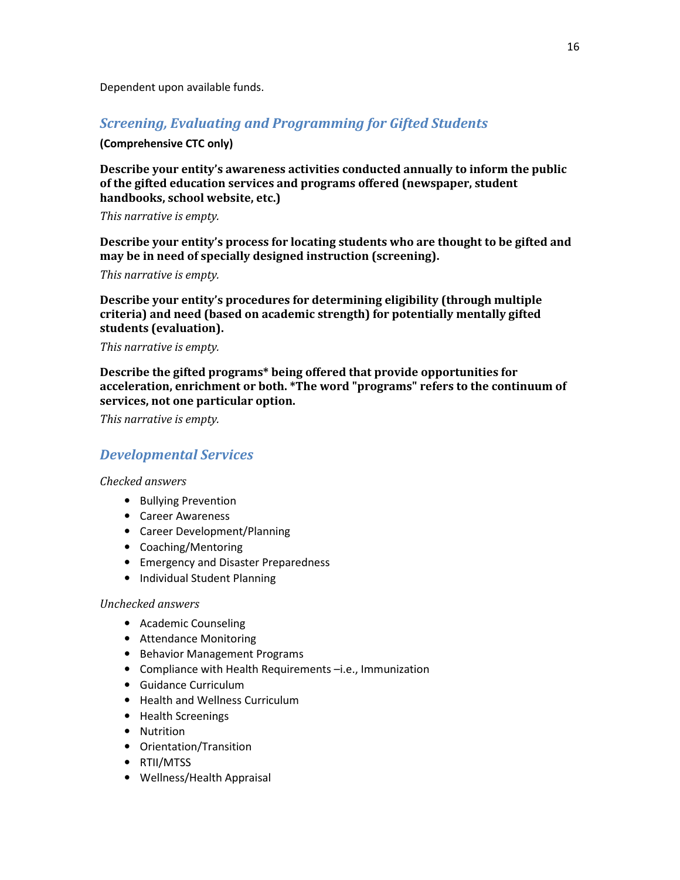Dependent upon available funds.

## *Screening, Evaluating and Programming for Gifted Students*

**(Comprehensive CTC only)**

**Describe your entity's awareness activities conducted annually to inform the public of the gifted education services and programs offered (newspaper, student handbooks, school website, etc.)**

*This narrative is empty.*

**Describe your entity's process for locating students who are thought to be gifted and may be in need of specially designed instruction (screening).**

*This narrative is empty.*

**Describe your entity's procedures for determining eligibility (through multiple criteria) and need (based on academic strength) for potentially mentally gifted students (evaluation).**

*This narrative is empty.*

**Describe the gifted programs* being offered that provide opportunities for acceleration, enrichment or both. *The word "programs" refers to the continuum of services, not one particular option.**

*This narrative is empty.*

## *Developmental Services*

*Checked answers*

- Bullying Prevention
- Career Awareness
- Career Development/Planning
- Coaching/Mentoring
- Emergency and Disaster Preparedness
- Individual Student Planning

*Unchecked answers*

- Academic Counseling
- Attendance Monitoring
- Behavior Management Programs
- Compliance with Health Requirements –i.e., Immunization
- Guidance Curriculum
- Health and Wellness Curriculum
- Health Screenings
- Nutrition
- Orientation/Transition
- RTII/MTSS
- Wellness/Health Appraisal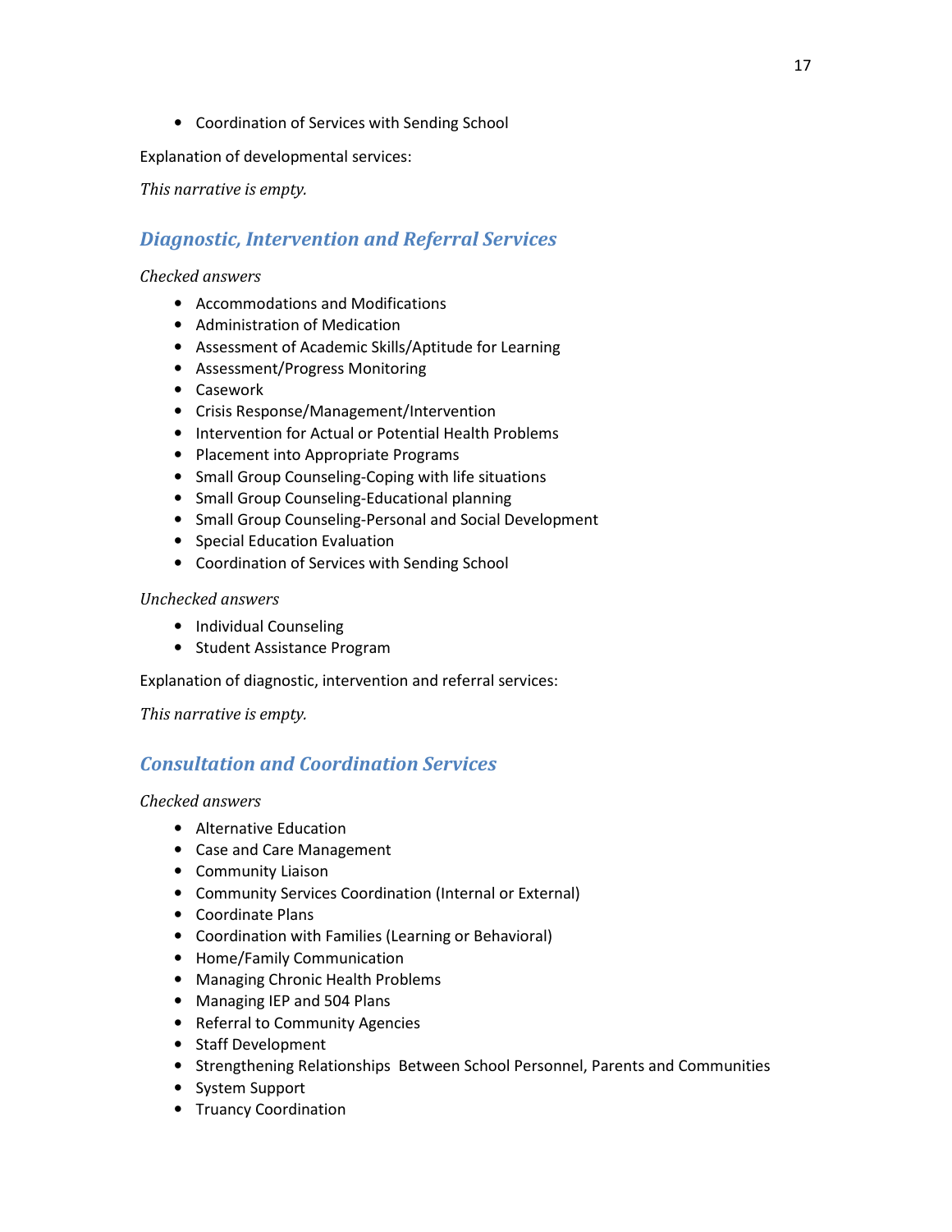- Coordination of Services with Sending School

Explanation of developmental services:

*This narrative is empty.*

## *Diagnostic, Intervention and Referral Services*

*Checked answers*

- Accommodations and Modifications
- Administration of Medication
- Assessment of Academic Skills/Aptitude for Learning
- Assessment/Progress Monitoring
- Casework
- Crisis Response/Management/Intervention
- Intervention for Actual or Potential Health Problems
- Placement into Appropriate Programs
- Small Group Counseling-Coping with life situations
- Small Group Counseling-Educational planning
- Small Group Counseling-Personal and Social Development
- Special Education Evaluation
- Coordination of Services with Sending School

*Unchecked answers*

- Individual Counseling
- Student Assistance Program

Explanation of diagnostic, intervention and referral services:

*This narrative is empty.*

## *Consultation and Coordination Services*

*Checked answers*

- Alternative Education
- Case and Care Management
- Community Liaison
- Community Services Coordination (Internal or External)
- Coordinate Plans
- Coordination with Families (Learning or Behavioral)
- Home/Family Communication
- Managing Chronic Health Problems
- Managing IEP and 504 Plans
- Referral to Community Agencies
- Staff Development
- Strengthening Relationships Between School Personnel, Parents and Communities
- System Support
- Truancy Coordination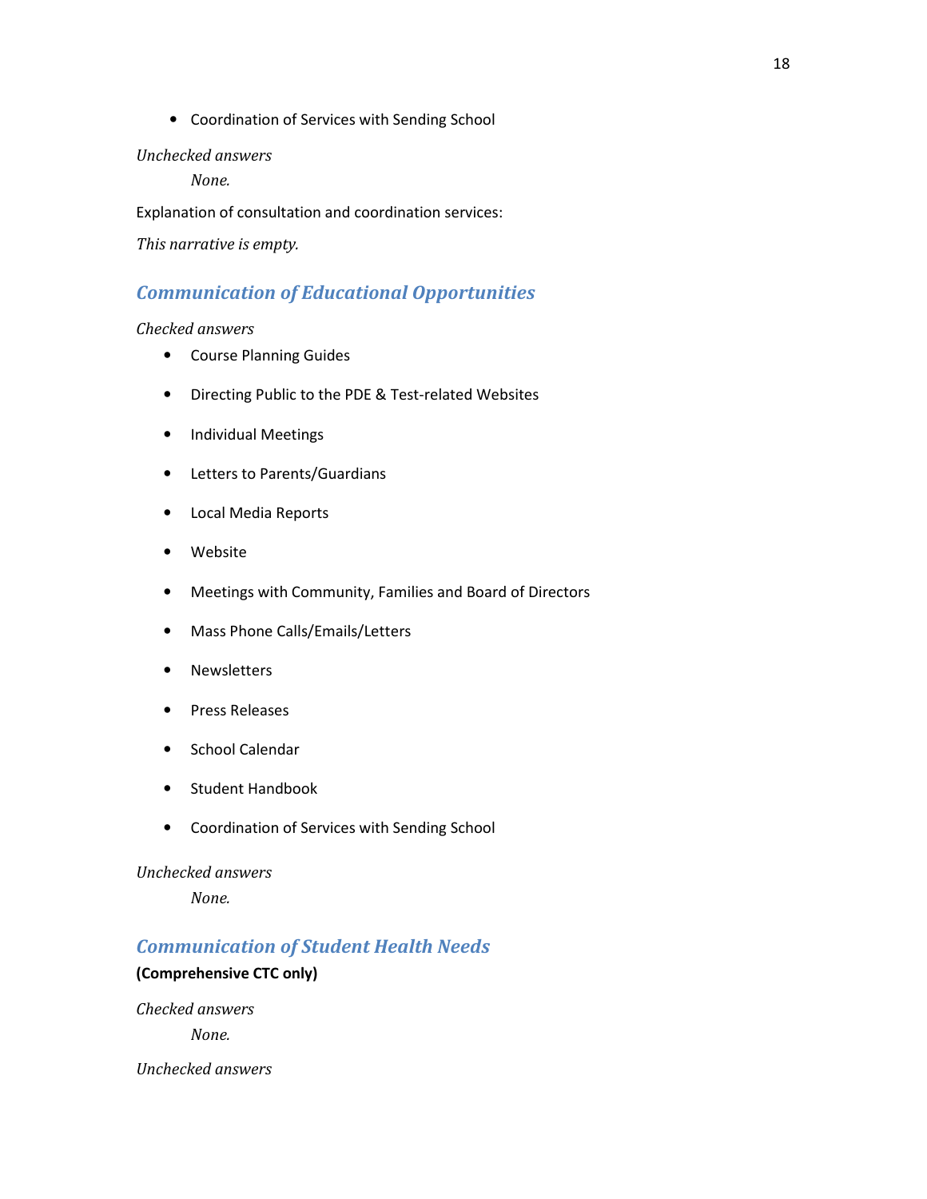- Coordination of Services with Sending School

*Unchecked answers*

*None.*

Explanation of consultation and coordination services:

*This narrative is empty.*

## *Communication of Educational Opportunities*

*Checked answers*

- Course Planning Guides
- Directing Public to the PDE & Test-related Websites
- Individual Meetings
- Letters to Parents/Guardians
- Local Media Reports
- Website
- Meetings with Community, Families and Board of Directors
- Mass Phone Calls/Emails/Letters
- Newsletters
- Press Releases
- School Calendar
- Student Handbook
- Coordination of Services with Sending School

*Unchecked answers*

*None.*

## *Communication of Student Health Needs*

**(Comprehensive CTC only)**

*Checked answers*

*None.*

*Unchecked answers*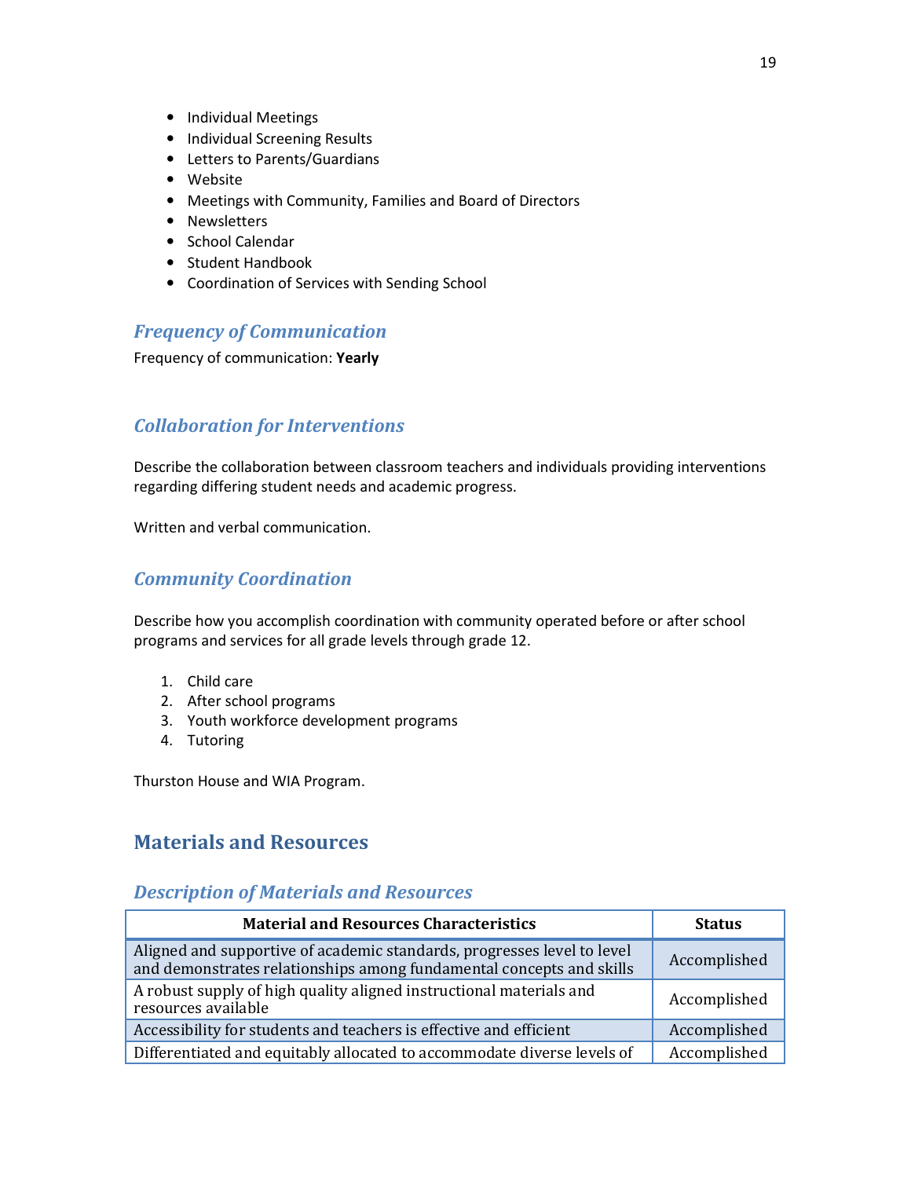- Individual Meetings
- Individual Screening Results
- Letters to Parents/Guardians
- Website
- Meetings with Community, Families and Board of Directors
- Newsletters
- School Calendar
- Student Handbook
- Coordination of Services with Sending School

### *Frequency of Communication*

Frequency of communication: **Yearly**

### *Collaboration for Interventions*

Describe the collaboration between classroom teachers and individuals providing interventions regarding differing student needs and academic progress.

Written and verbal communication.

### *Community Coordination*

Describe how you accomplish coordination with community operated before or after school programs and services for all grade levels through grade 12.

1. Child care
2. After school programs
3. Youth workforce development programs
4. Tutoring

Thurston House and WIA Program.

## Materials and Resources

### *Description of Materials and Resources*

| Material and Resources Characteristics | Status |
|---|---|
| Aligned and supportive of academic standards, progresses level to level and demonstrates relationships among fundamental concepts and skills | Accomplished |
| A robust supply of high quality aligned instructional materials and resources available | Accomplished |
| Accessibility for students and teachers is effective and efficient | Accomplished |
| Differentiated and equitably allocated to accommodate diverse levels of | Accomplished |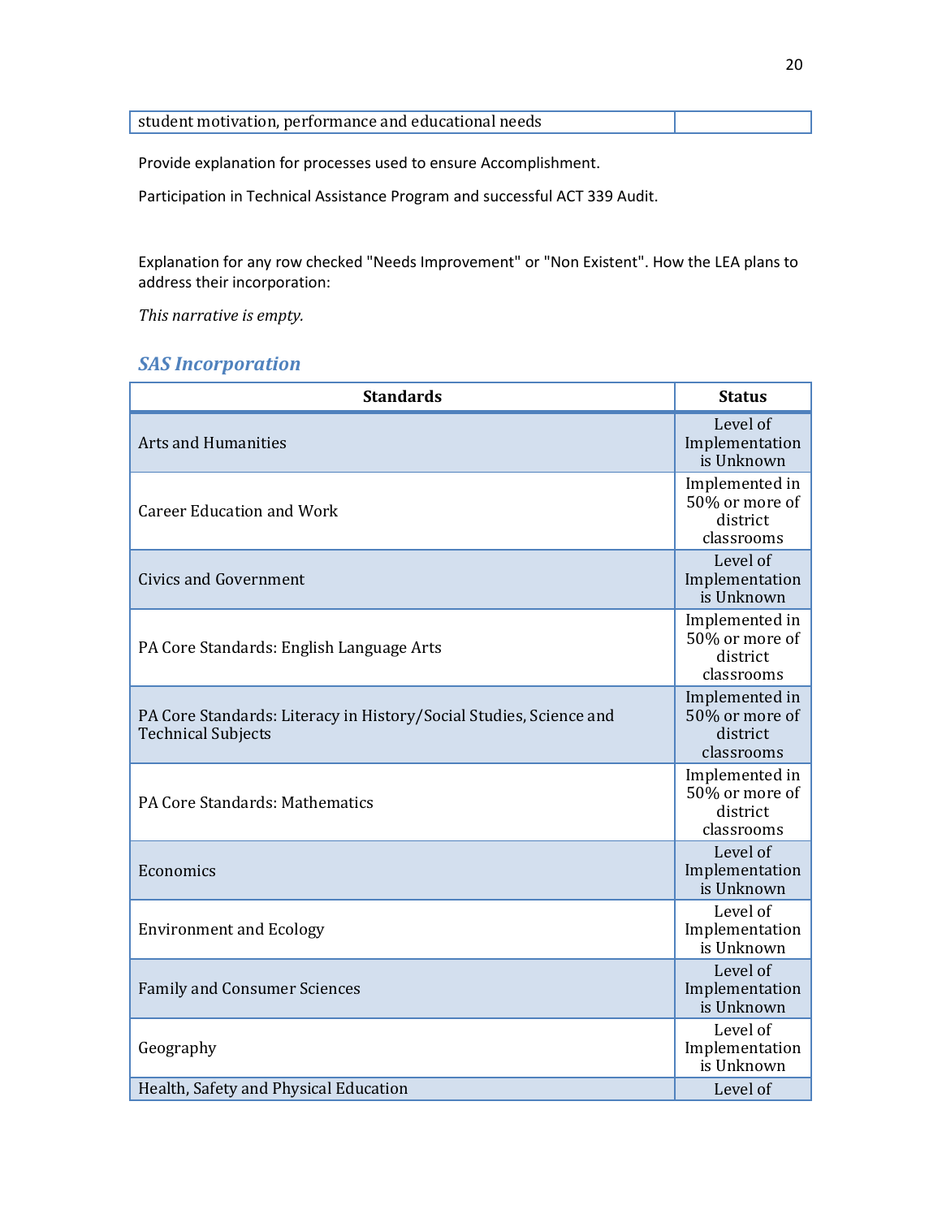| student motivation, performance and educational needs | |
|---|---|

Provide explanation for processes used to ensure Accomplishment.

Participation in Technical Assistance Program and successful ACT 339 Audit.

Explanation for any row checked "Needs Improvement" or "Non Existent". How the LEA plans to address their incorporation:

*This narrative is empty.*

## *SAS Incorporation*

| Standards | Status |
|---|---|
| Arts and Humanities | Level of Implementation is Unknown |
| Career Education and Work | Implemented in 50% or more of district classrooms |
| Civics and Government | Level of Implementation is Unknown |
| PA Core Standards: English Language Arts | Implemented in 50% or more of district classrooms |
| PA Core Standards: Literacy in History/Social Studies, Science and Technical Subjects | Implemented in 50% or more of district classrooms |
| PA Core Standards: Mathematics | Implemented in 50% or more of district classrooms |
| Economics | Level of Implementation is Unknown |
| Environment and Ecology | Level of Implementation is Unknown |
| Family and Consumer Sciences | Level of Implementation is Unknown |
| Geography | Level of Implementation is Unknown |
| Health, Safety and Physical Education | Level of |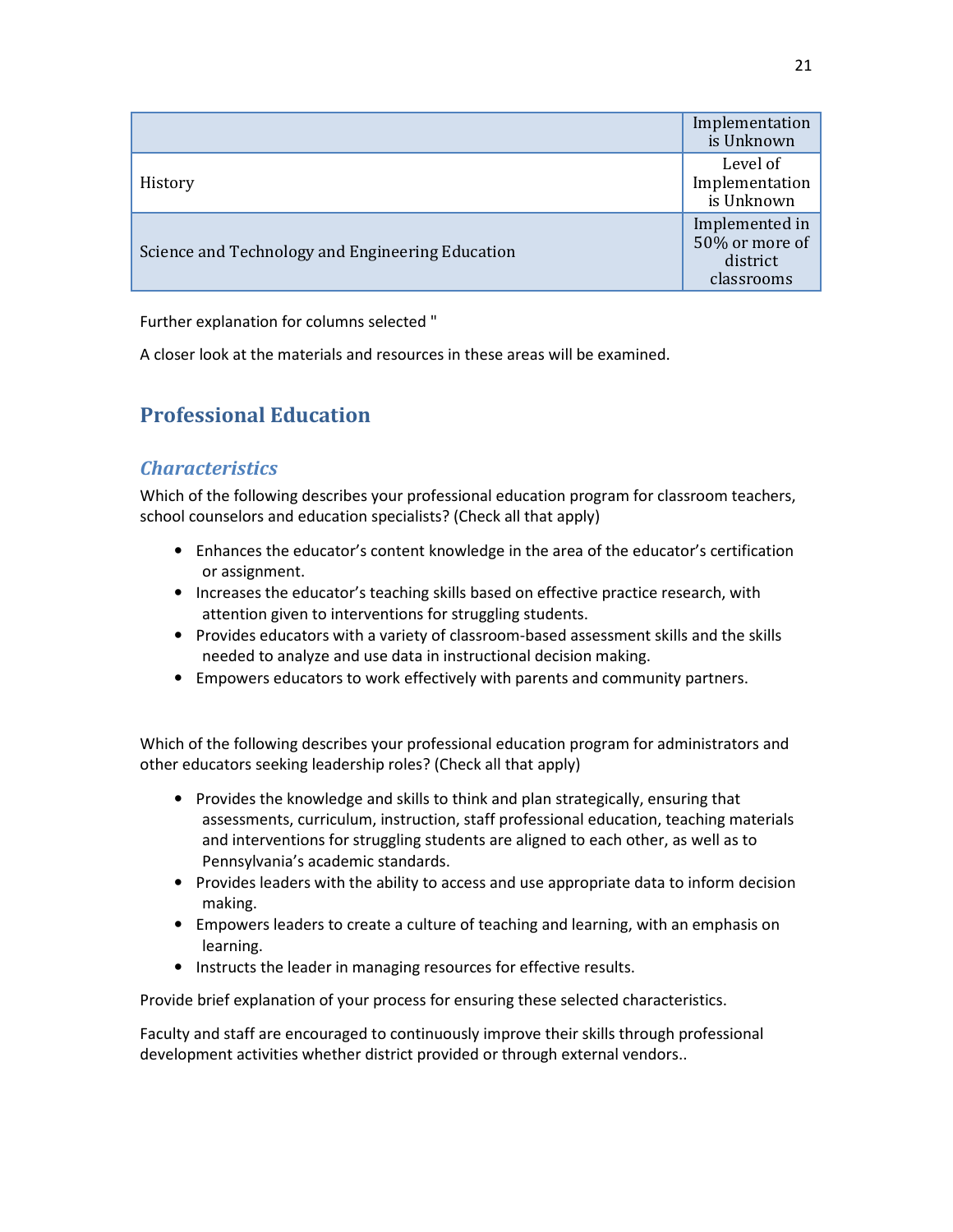| | Implementation is Unknown |
|---|---|
| History | Level of Implementation is Unknown |
| Science and Technology and Engineering Education | Implemented in 50% or more of district classrooms |

Further explanation for columns selected "

A closer look at the materials and resources in these areas will be examined.

## Professional Education

### *Characteristics*

Which of the following describes your professional education program for classroom teachers, school counselors and education specialists? (Check all that apply)

- Enhances the educator's content knowledge in the area of the educator's certification or assignment.
- Increases the educator's teaching skills based on effective practice research, with attention given to interventions for struggling students.
- Provides educators with a variety of classroom-based assessment skills and the skills needed to analyze and use data in instructional decision making.
- Empowers educators to work effectively with parents and community partners.

Which of the following describes your professional education program for administrators and other educators seeking leadership roles? (Check all that apply)

- Provides the knowledge and skills to think and plan strategically, ensuring that assessments, curriculum, instruction, staff professional education, teaching materials and interventions for struggling students are aligned to each other, as well as to Pennsylvania's academic standards.
- Provides leaders with the ability to access and use appropriate data to inform decision making.
- Empowers leaders to create a culture of teaching and learning, with an emphasis on learning.
- Instructs the leader in managing resources for effective results.

Provide brief explanation of your process for ensuring these selected characteristics.

Faculty and staff are encouraged to continuously improve their skills through professional development activities whether district provided or through external vendors..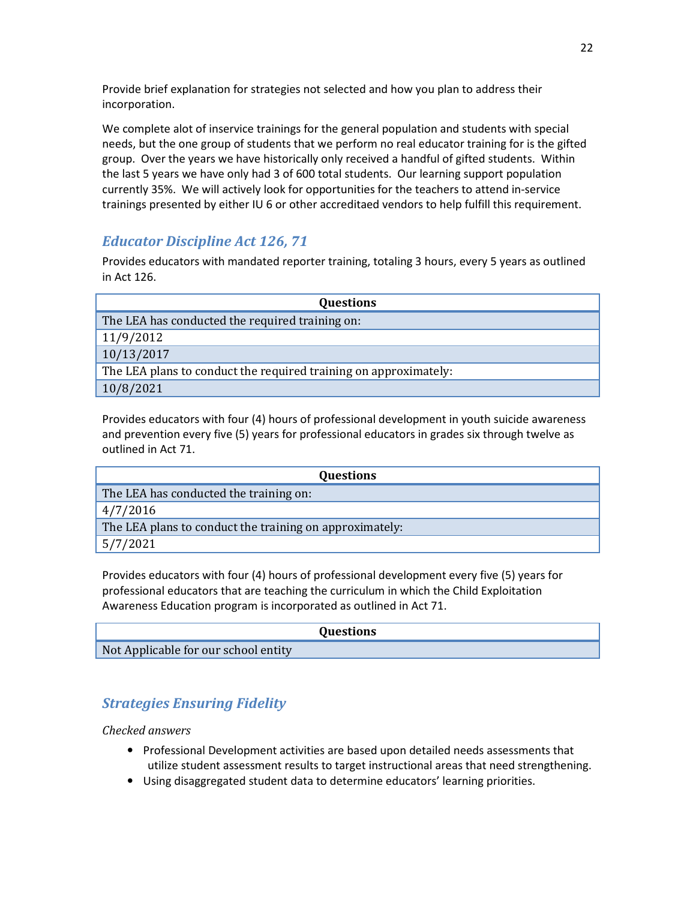Provide brief explanation for strategies not selected and how you plan to address their incorporation.

We complete alot of inservice trainings for the general population and students with special needs, but the one group of students that we perform no real educator training for is the gifted group. Over the years we have historically only received a handful of gifted students. Within the last 5 years we have only had 3 of 600 total students. Our learning support population currently 35%. We will actively look for opportunities for the teachers to attend in-service trainings presented by either IU 6 or other accreditaed vendors to help fulfill this requirement.

## *Educator Discipline Act 126, 71*

Provides educators with mandated reporter training, totaling 3 hours, every 5 years as outlined in Act 126.

| Questions |
|---|
| The LEA has conducted the required training on: |
| 11/9/2012 |
| 10/13/2017 |
| The LEA plans to conduct the required training on approximately: |
| 10/8/2021 |

Provides educators with four (4) hours of professional development in youth suicide awareness and prevention every five (5) years for professional educators in grades six through twelve as outlined in Act 71.

| Questions |
|---|
| The LEA has conducted the training on: |
| 4/7/2016 |
| The LEA plans to conduct the training on approximately: |
| 5/7/2021 |

Provides educators with four (4) hours of professional development every five (5) years for professional educators that are teaching the curriculum in which the Child Exploitation Awareness Education program is incorporated as outlined in Act 71.

| Questions |
|---|
| Not Applicable for our school entity |

## *Strategies Ensuring Fidelity*

*Checked answers*

- Professional Development activities are based upon detailed needs assessments that utilize student assessment results to target instructional areas that need strengthening.
- Using disaggregated student data to determine educators' learning priorities.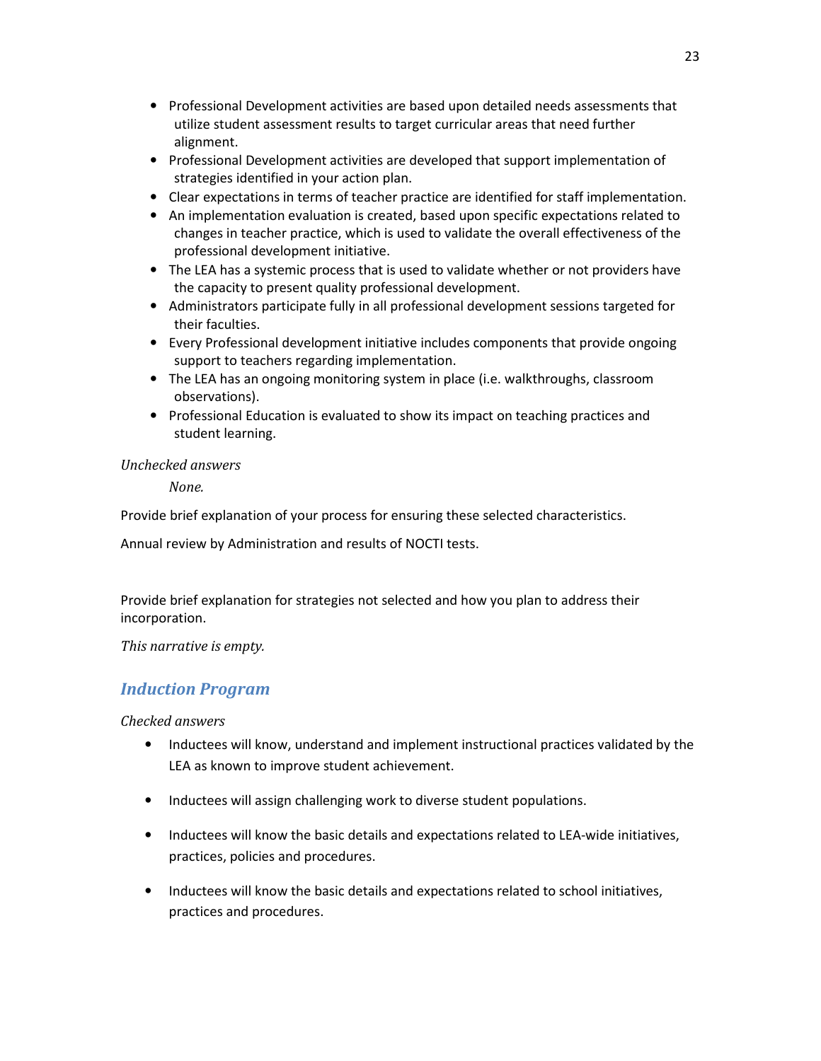- Professional Development activities are based upon detailed needs assessments that utilize student assessment results to target curricular areas that need further alignment.
- Professional Development activities are developed that support implementation of strategies identified in your action plan.
- Clear expectations in terms of teacher practice are identified for staff implementation.
- An implementation evaluation is created, based upon specific expectations related to changes in teacher practice, which is used to validate the overall effectiveness of the professional development initiative.
- The LEA has a systemic process that is used to validate whether or not providers have the capacity to present quality professional development.
- Administrators participate fully in all professional development sessions targeted for their faculties.
- Every Professional development initiative includes components that provide ongoing support to teachers regarding implementation.
- The LEA has an ongoing monitoring system in place (i.e. walkthroughs, classroom observations).
- Professional Education is evaluated to show its impact on teaching practices and student learning.

*Unchecked answers*

*None.*

Provide brief explanation of your process for ensuring these selected characteristics.

Annual review by Administration and results of NOCTI tests.

Provide brief explanation for strategies not selected and how you plan to address their incorporation.

*This narrative is empty.*

## Induction Program

*Checked answers*

- Inductees will know, understand and implement instructional practices validated by the LEA as known to improve student achievement.
- Inductees will assign challenging work to diverse student populations.
- Inductees will know the basic details and expectations related to LEA-wide initiatives, practices, policies and procedures.
- Inductees will know the basic details and expectations related to school initiatives, practices and procedures.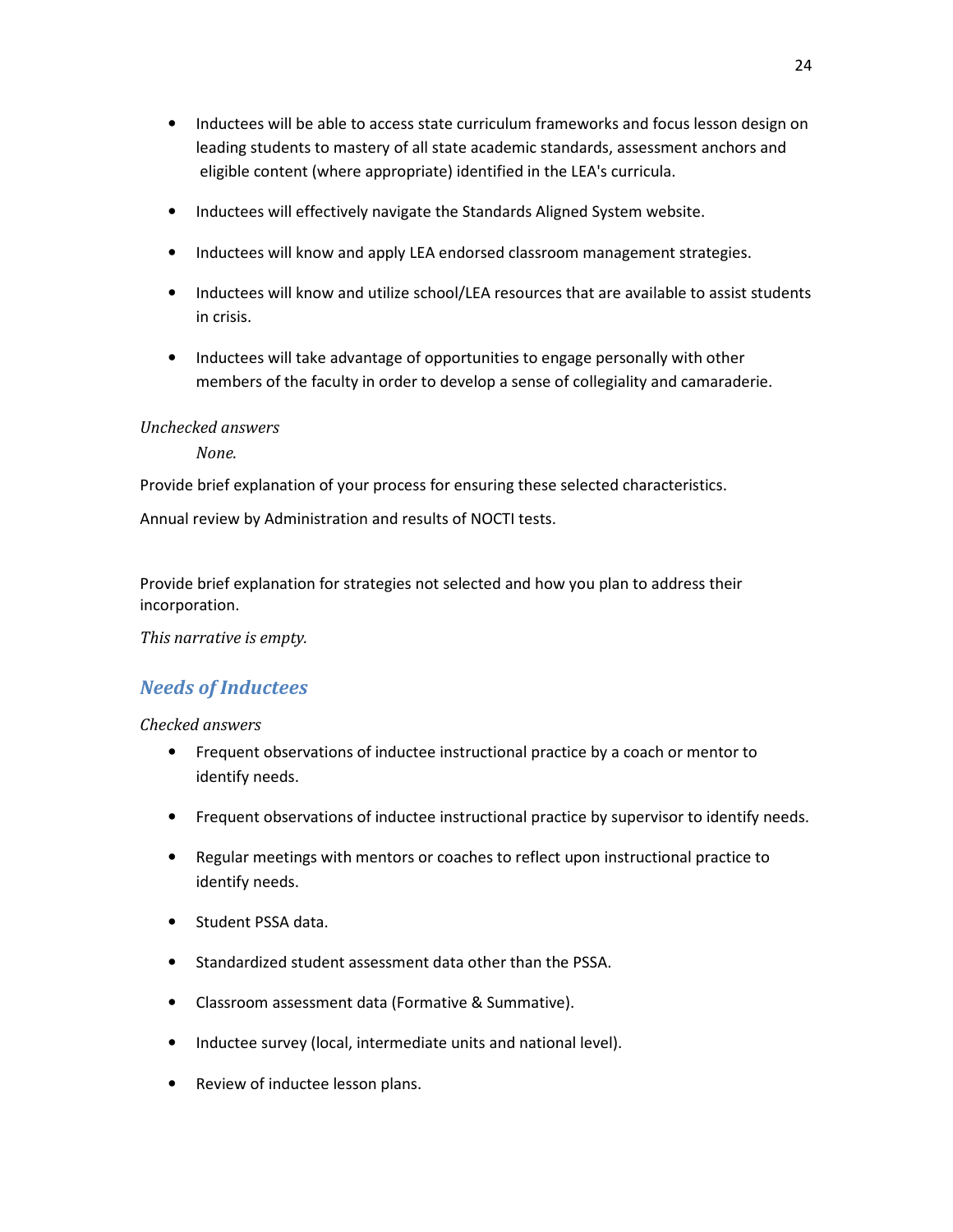- Inductees will be able to access state curriculum frameworks and focus lesson design on leading students to mastery of all state academic standards, assessment anchors and eligible content (where appropriate) identified in the LEA's curricula.
- Inductees will effectively navigate the Standards Aligned System website.
- Inductees will know and apply LEA endorsed classroom management strategies.
- Inductees will know and utilize school/LEA resources that are available to assist students in crisis.
- Inductees will take advantage of opportunities to engage personally with other members of the faculty in order to develop a sense of collegiality and camaraderie.

*Unchecked answers*

*None.*

Provide brief explanation of your process for ensuring these selected characteristics.

Annual review by Administration and results of NOCTI tests.

Provide brief explanation for strategies not selected and how you plan to address their incorporation.

*This narrative is empty.*

## *Needs of Inductees*

*Checked answers*

- Frequent observations of inductee instructional practice by a coach or mentor to identify needs.
- Frequent observations of inductee instructional practice by supervisor to identify needs.
- Regular meetings with mentors or coaches to reflect upon instructional practice to identify needs.
- Student PSSA data.
- Standardized student assessment data other than the PSSA.
- Classroom assessment data (Formative & Summative).
- Inductee survey (local, intermediate units and national level).
- Review of inductee lesson plans.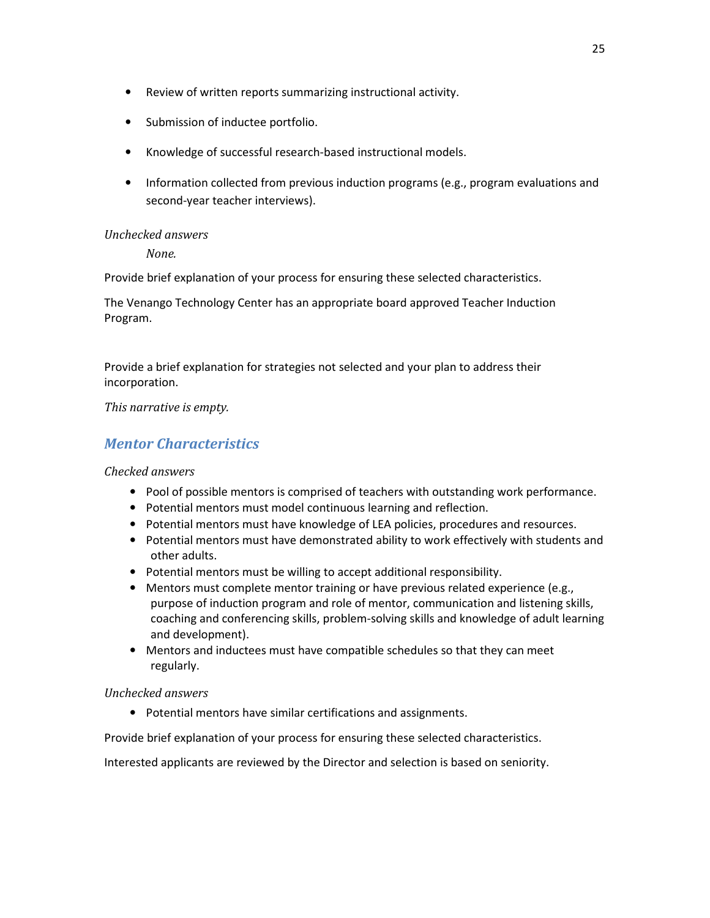- Review of written reports summarizing instructional activity.
- Submission of inductee portfolio.
- Knowledge of successful research-based instructional models.
- Information collected from previous induction programs (e.g., program evaluations and second-year teacher interviews).

*Unchecked answers*

*None.*

Provide brief explanation of your process for ensuring these selected characteristics.

The Venango Technology Center has an appropriate board approved Teacher Induction Program.

Provide a brief explanation for strategies not selected and your plan to address their incorporation.

*This narrative is empty.*

## Mentor Characteristics

*Checked answers*

- Pool of possible mentors is comprised of teachers with outstanding work performance.
- Potential mentors must model continuous learning and reflection.
- Potential mentors must have knowledge of LEA policies, procedures and resources.
- Potential mentors must have demonstrated ability to work effectively with students and other adults.
- Potential mentors must be willing to accept additional responsibility.
- Mentors must complete mentor training or have previous related experience (e.g., purpose of induction program and role of mentor, communication and listening skills, coaching and conferencing skills, problem-solving skills and knowledge of adult learning and development).
- Mentors and inductees must have compatible schedules so that they can meet regularly.

*Unchecked answers*

- Potential mentors have similar certifications and assignments.

Provide brief explanation of your process for ensuring these selected characteristics.

Interested applicants are reviewed by the Director and selection is based on seniority.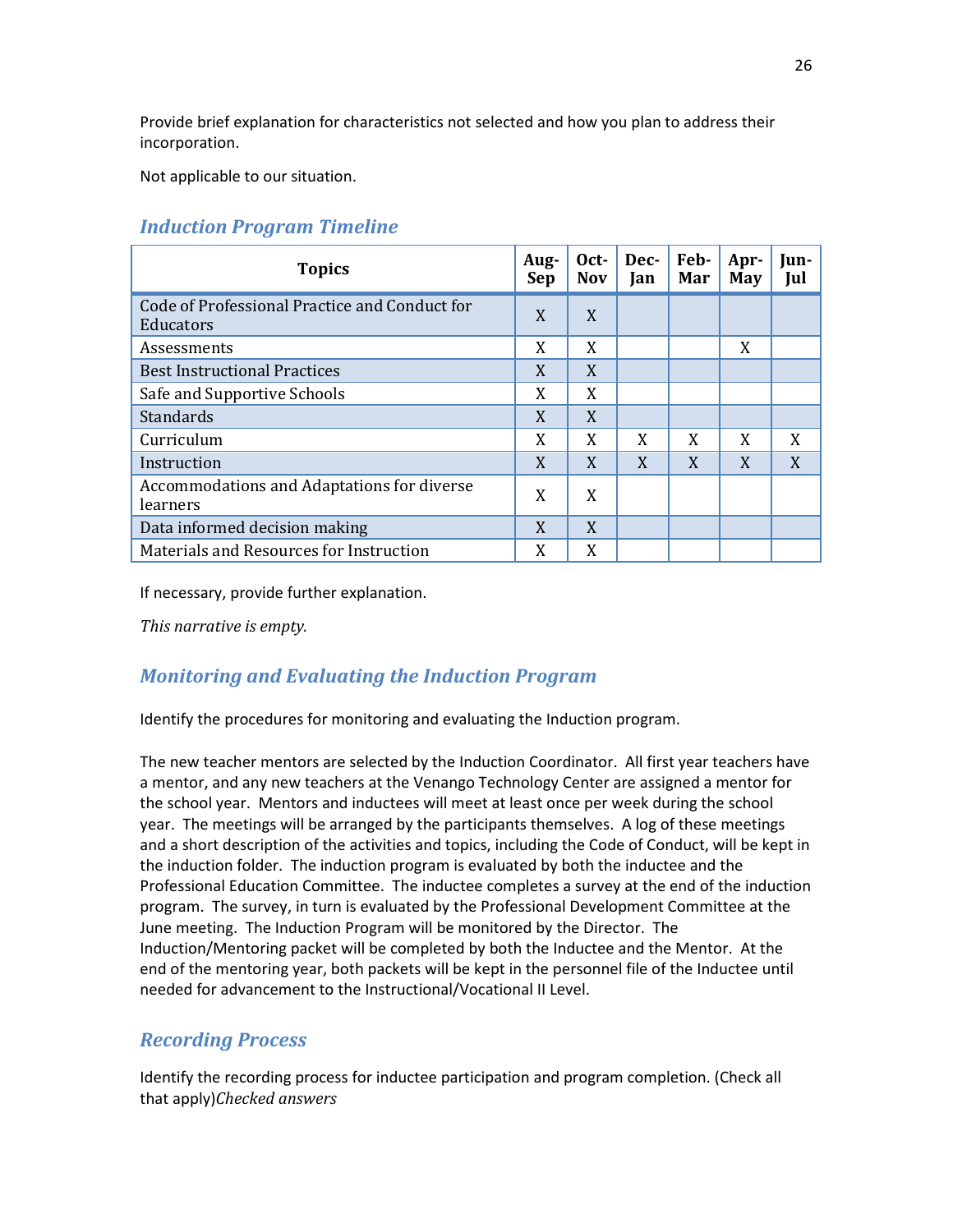Provide brief explanation for characteristics not selected and how you plan to address their incorporation.

Not applicable to our situation.

## Induction Program Timeline

| Topics | Aug-Sep | Oct-Nov | Dec-Jan | Feb-Mar | Apr-May | Jun-Jul |
|---|---|---|---|---|---|---|
| Code of Professional Practice and Conduct for Educators | X | X | | | | |
| Assessments | X | X | | | X | |
| Best Instructional Practices | X | X | | | | |
| Safe and Supportive Schools | X | X | | | | |
| Standards | X | X | | | | |
| Curriculum | X | X | X | X | X | X |
| Instruction | X | X | X | X | X | X |
| Accommodations and Adaptations for diverse learners | X | X | | | | |
| Data informed decision making | X | X | | | | |
| Materials and Resources for Instruction | X | X | | | | |

If necessary, provide further explanation.

*This narrative is empty.*

## Monitoring and Evaluating the Induction Program

Identify the procedures for monitoring and evaluating the Induction program.

The new teacher mentors are selected by the Induction Coordinator. All first year teachers have a mentor, and any new teachers at the Venango Technology Center are assigned a mentor for the school year. Mentors and inductees will meet at least once per week during the school year. The meetings will be arranged by the participants themselves. A log of these meetings and a short description of the activities and topics, including the Code of Conduct, will be kept in the induction folder. The induction program is evaluated by both the inductee and the Professional Education Committee. The inductee completes a survey at the end of the induction program. The survey, in turn is evaluated by the Professional Development Committee at the June meeting. The Induction Program will be monitored by the Director. The Induction/Mentoring packet will be completed by both the Inductee and the Mentor. At the end of the mentoring year, both packets will be kept in the personnel file of the Inductee until needed for advancement to the Instructional/Vocational II Level.

## Recording Process

Identify the recording process for inductee participation and program completion. (Check all that apply)*Checked answers*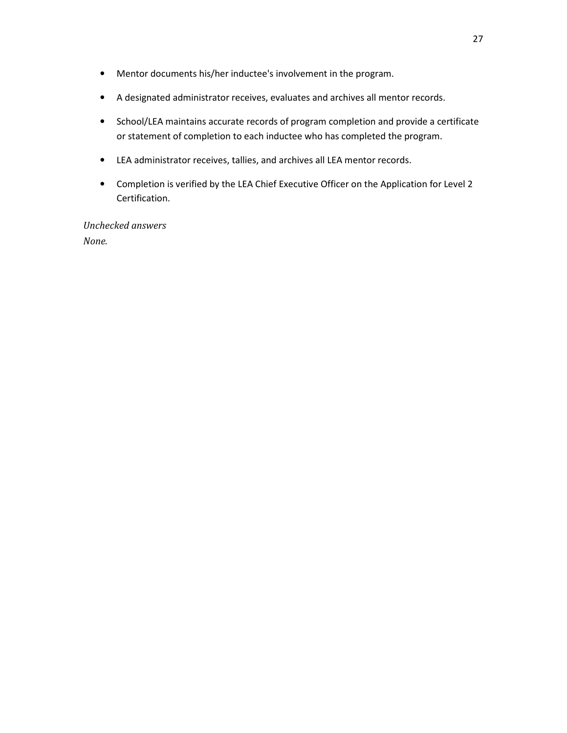- Mentor documents his/her inductee's involvement in the program.
- A designated administrator receives, evaluates and archives all mentor records.
- School/LEA maintains accurate records of program completion and provide a certificate or statement of completion to each inductee who has completed the program.
- LEA administrator receives, tallies, and archives all LEA mentor records.
- Completion is verified by the LEA Chief Executive Officer on the Application for Level 2 Certification.

*Unchecked answers*
*None.*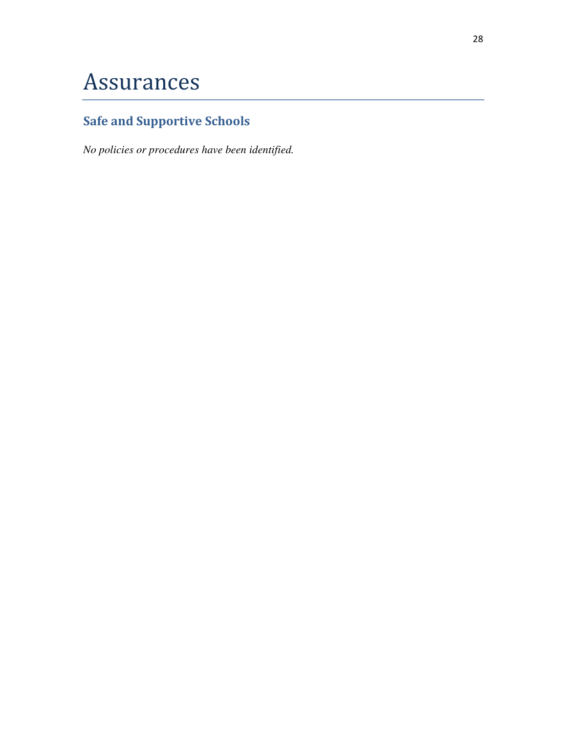# Assurances

## Safe and Supportive Schools

*No policies or procedures have been identified.*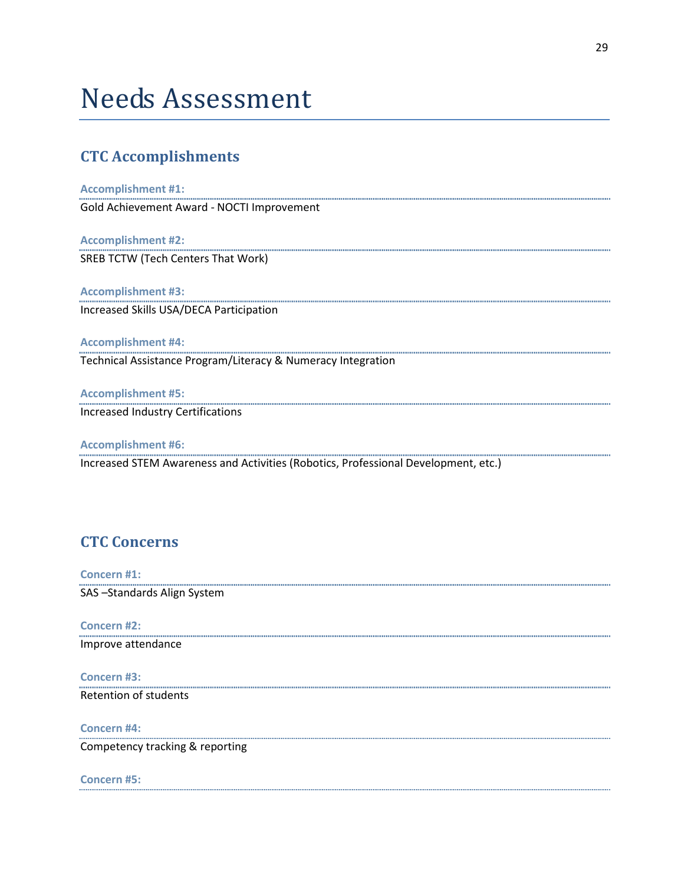# Needs Assessment

## CTC Accomplishments

### Accomplishment #1:

Gold Achievement Award - NOCTI Improvement

### Accomplishment #2:

SREB TCTW (Tech Centers That Work)

### Accomplishment #3:

Increased Skills USA/DECA Participation

### Accomplishment #4:

Technical Assistance Program/Literacy & Numeracy Integration

### Accomplishment #5:

Increased Industry Certifications

### Accomplishment #6:

Increased STEM Awareness and Activities (Robotics, Professional Development, etc.)

## CTC Concerns

### Concern #1:

SAS –Standards Align System

### Concern #2:

Improve attendance

### Concern #3:

Retention of students

### Concern #4:

Competency tracking & reporting

### Concern #5: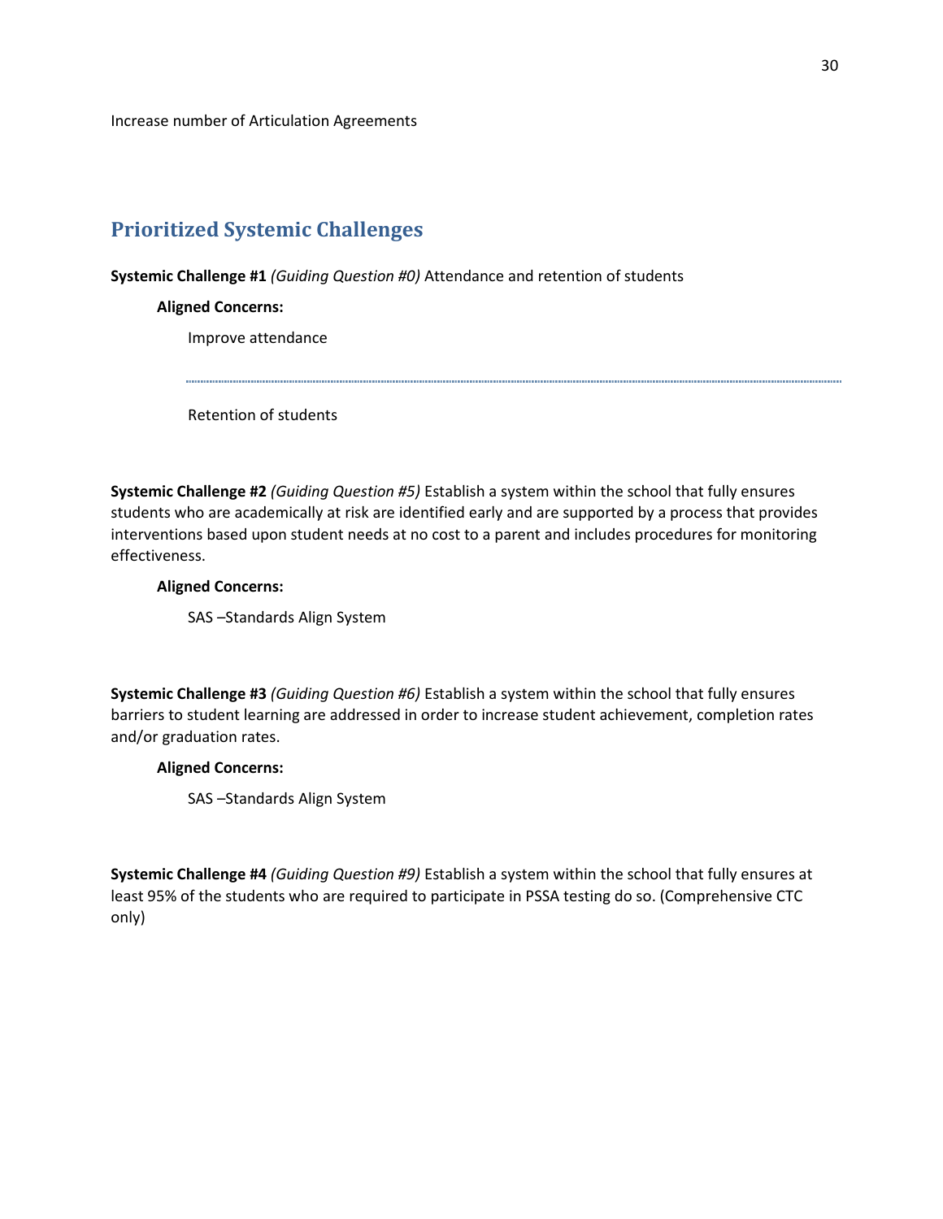Increase number of Articulation Agreements

## Prioritized Systemic Challenges

**Systemic Challenge #1** *(Guiding Question #0)* Attendance and retention of students

**Aligned Concerns:**

Improve attendance

Retention of students

**Systemic Challenge #2** *(Guiding Question #5)* Establish a system within the school that fully ensures students who are academically at risk are identified early and are supported by a process that provides interventions based upon student needs at no cost to a parent and includes procedures for monitoring effectiveness.

**Aligned Concerns:**

SAS –Standards Align System

**Systemic Challenge #3** *(Guiding Question #6)* Establish a system within the school that fully ensures barriers to student learning are addressed in order to increase student achievement, completion rates and/or graduation rates.

**Aligned Concerns:**

SAS –Standards Align System

**Systemic Challenge #4** *(Guiding Question #9)* Establish a system within the school that fully ensures at least 95% of the students who are required to participate in PSSA testing do so. (Comprehensive CTC only)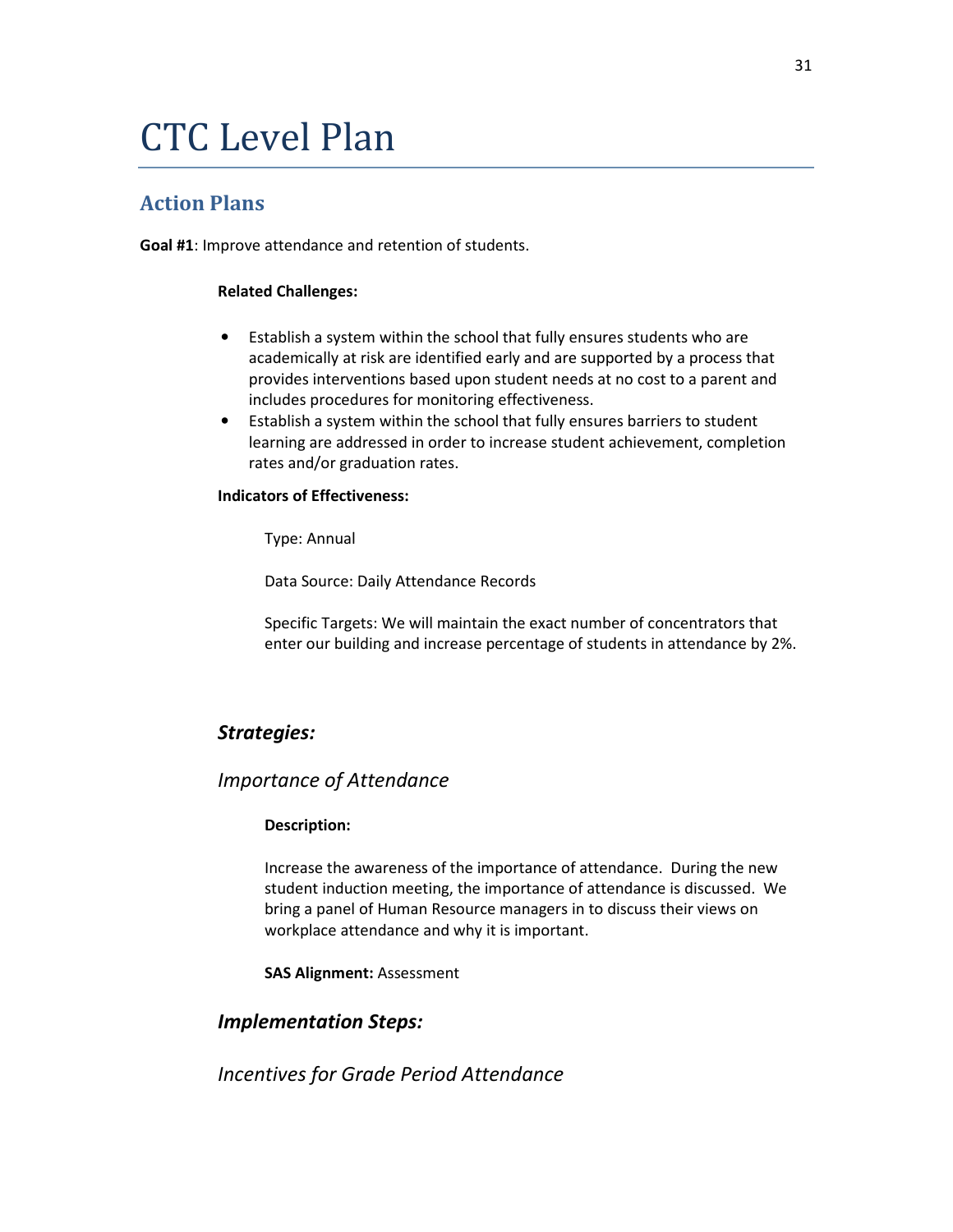# CTC Level Plan

## Action Plans

**Goal #1**: Improve attendance and retention of students.

**Related Challenges:**

- Establish a system within the school that fully ensures students who are academically at risk are identified early and are supported by a process that provides interventions based upon student needs at no cost to a parent and includes procedures for monitoring effectiveness.
- Establish a system within the school that fully ensures barriers to student learning are addressed in order to increase student achievement, completion rates and/or graduation rates.

**Indicators of Effectiveness:**

Type: Annual

Data Source: Daily Attendance Records

Specific Targets: We will maintain the exact number of concentrators that enter our building and increase percentage of students in attendance by 2%.

### ***Strategies:***

### *Importance of Attendance*

**Description:**

Increase the awareness of the importance of attendance. During the new student induction meeting, the importance of attendance is discussed. We bring a panel of Human Resource managers in to discuss their views on workplace attendance and why it is important.

**SAS Alignment:** Assessment

### ***Implementation Steps:***

### *Incentives for Grade Period Attendance*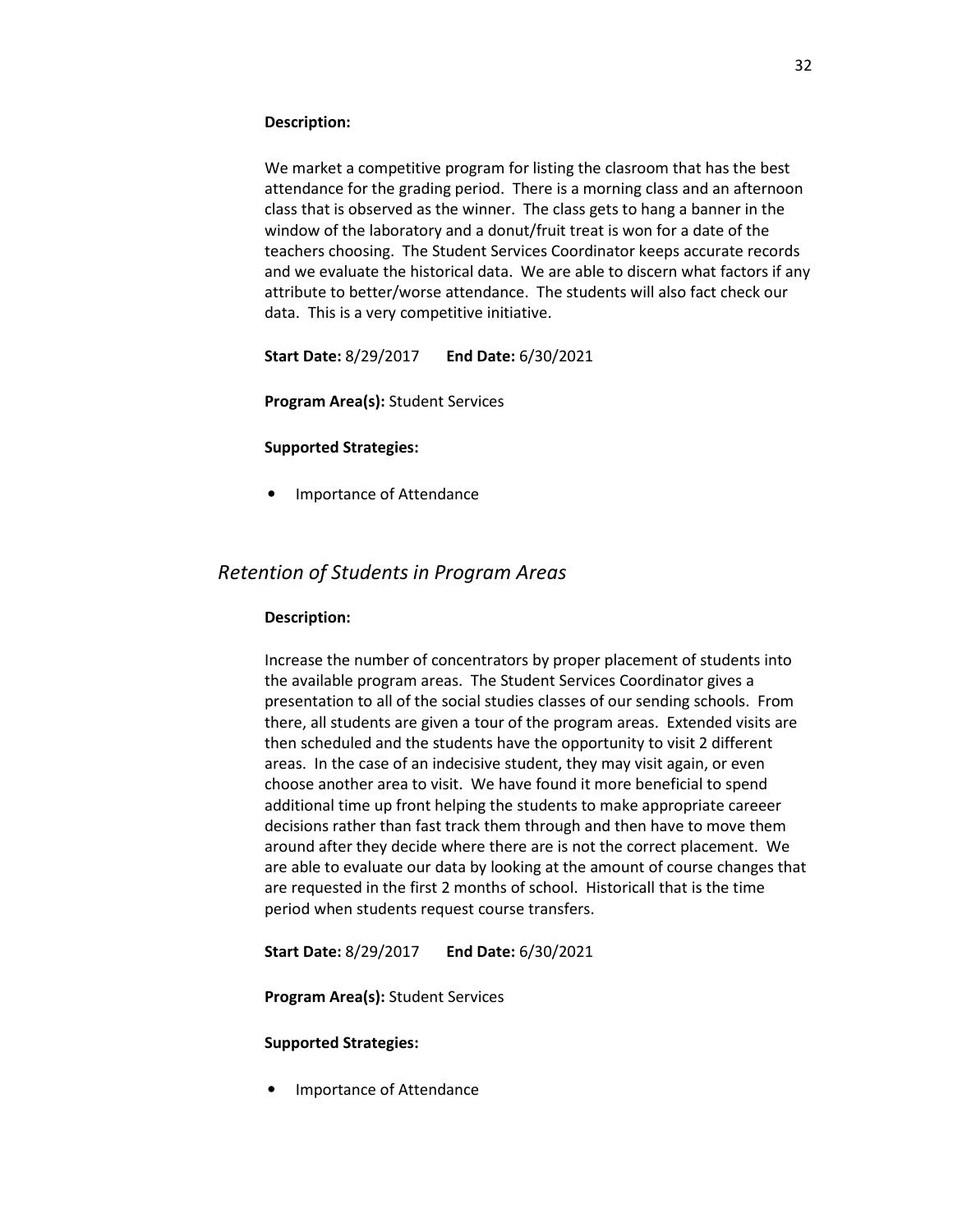**Description:**

We market a competitive program for listing the clasroom that has the best attendance for the grading period. There is a morning class and an afternoon class that is observed as the winner. The class gets to hang a banner in the window of the laboratory and a donut/fruit treat is won for a date of the teachers choosing. The Student Services Coordinator keeps accurate records and we evaluate the historical data. We are able to discern what factors if any attribute to better/worse attendance. The students will also fact check our data. This is a very competitive initiative.

**Start Date:** 8/29/2017 **End Date:** 6/30/2021

**Program Area(s):** Student Services

**Supported Strategies:**

- Importance of Attendance

## *Retention of Students in Program Areas*

**Description:**

Increase the number of concentrators by proper placement of students into the available program areas. The Student Services Coordinator gives a presentation to all of the social studies classes of our sending schools. From there, all students are given a tour of the program areas. Extended visits are then scheduled and the students have the opportunity to visit 2 different areas. In the case of an indecisive student, they may visit again, or even choose another area to visit. We have found it more beneficial to spend additional time up front helping the students to make appropriate careeer decisions rather than fast track them through and then have to move them around after they decide where there are is not the correct placement. We are able to evaluate our data by looking at the amount of course changes that are requested in the first 2 months of school. Historicall that is the time period when students request course transfers.

**Start Date:** 8/29/2017 **End Date:** 6/30/2021

**Program Area(s):** Student Services

**Supported Strategies:**

- Importance of Attendance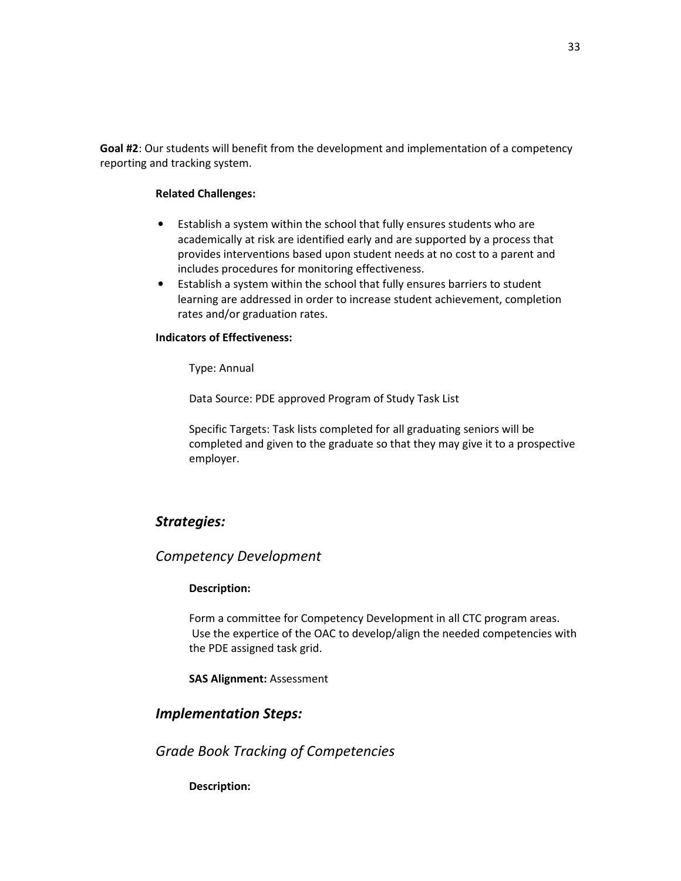**Goal #2**: Our students will benefit from the development and implementation of a competency reporting and tracking system.

**Related Challenges:**

- Establish a system within the school that fully ensures students who are academically at risk are identified early and are supported by a process that provides interventions based upon student needs at no cost to a parent and includes procedures for monitoring effectiveness.
- Establish a system within the school that fully ensures barriers to student learning are addressed in order to increase student achievement, completion rates and/or graduation rates.

**Indicators of Effectiveness:**

Type: Annual

Data Source: PDE approved Program of Study Task List

Specific Targets: Task lists completed for all graduating seniors will be completed and given to the graduate so that they may give it to a prospective employer.

## *Strategies:*

### *Competency Development*

**Description:**

Form a committee for Competency Development in all CTC program areas. Use the expertice of the OAC to develop/align the needed competencies with the PDE assigned task grid.

**SAS Alignment:** Assessment

## *Implementation Steps:*

### *Grade Book Tracking of Competencies*

**Description:**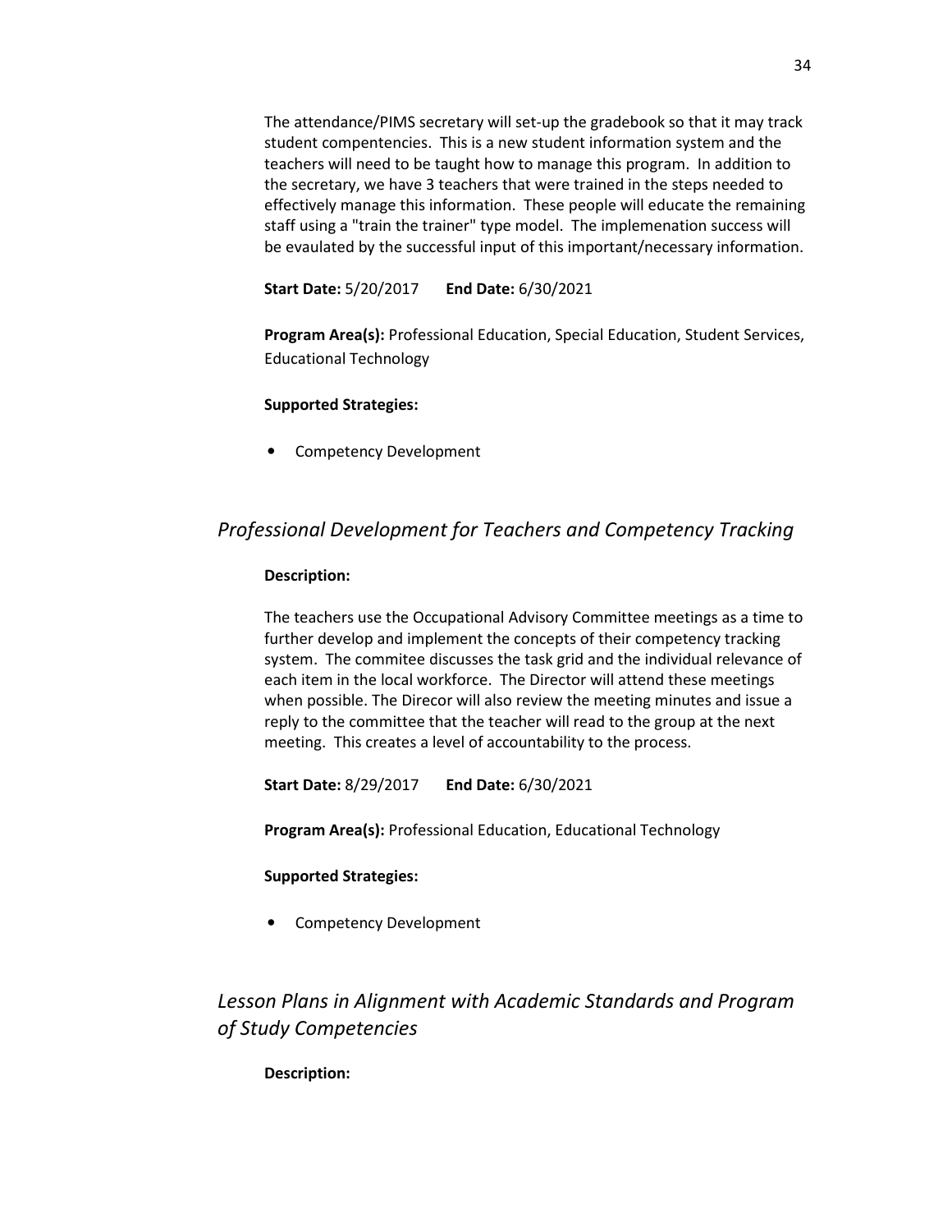The attendance/PIMS secretary will set-up the gradebook so that it may track student compentencies. This is a new student information system and the teachers will need to be taught how to manage this program. In addition to the secretary, we have 3 teachers that were trained in the steps needed to effectively manage this information. These people will educate the remaining staff using a "train the trainer" type model. The implemenation success will be evaulated by the successful input of this important/necessary information.

**Start Date:** 5/20/2017 **End Date:** 6/30/2021

**Program Area(s):** Professional Education, Special Education, Student Services, Educational Technology

**Supported Strategies:**

- Competency Development

## *Professional Development for Teachers and Competency Tracking*

**Description:**

The teachers use the Occupational Advisory Committee meetings as a time to further develop and implement the concepts of their competency tracking system. The commitee discusses the task grid and the individual relevance of each item in the local workforce. The Director will attend these meetings when possible. The Direcor will also review the meeting minutes and issue a reply to the committee that the teacher will read to the group at the next meeting. This creates a level of accountability to the process.

**Start Date:** 8/29/2017 **End Date:** 6/30/2021

**Program Area(s):** Professional Education, Educational Technology

**Supported Strategies:**

- Competency Development

## *Lesson Plans in Alignment with Academic Standards and Program of Study Competencies*

**Description:**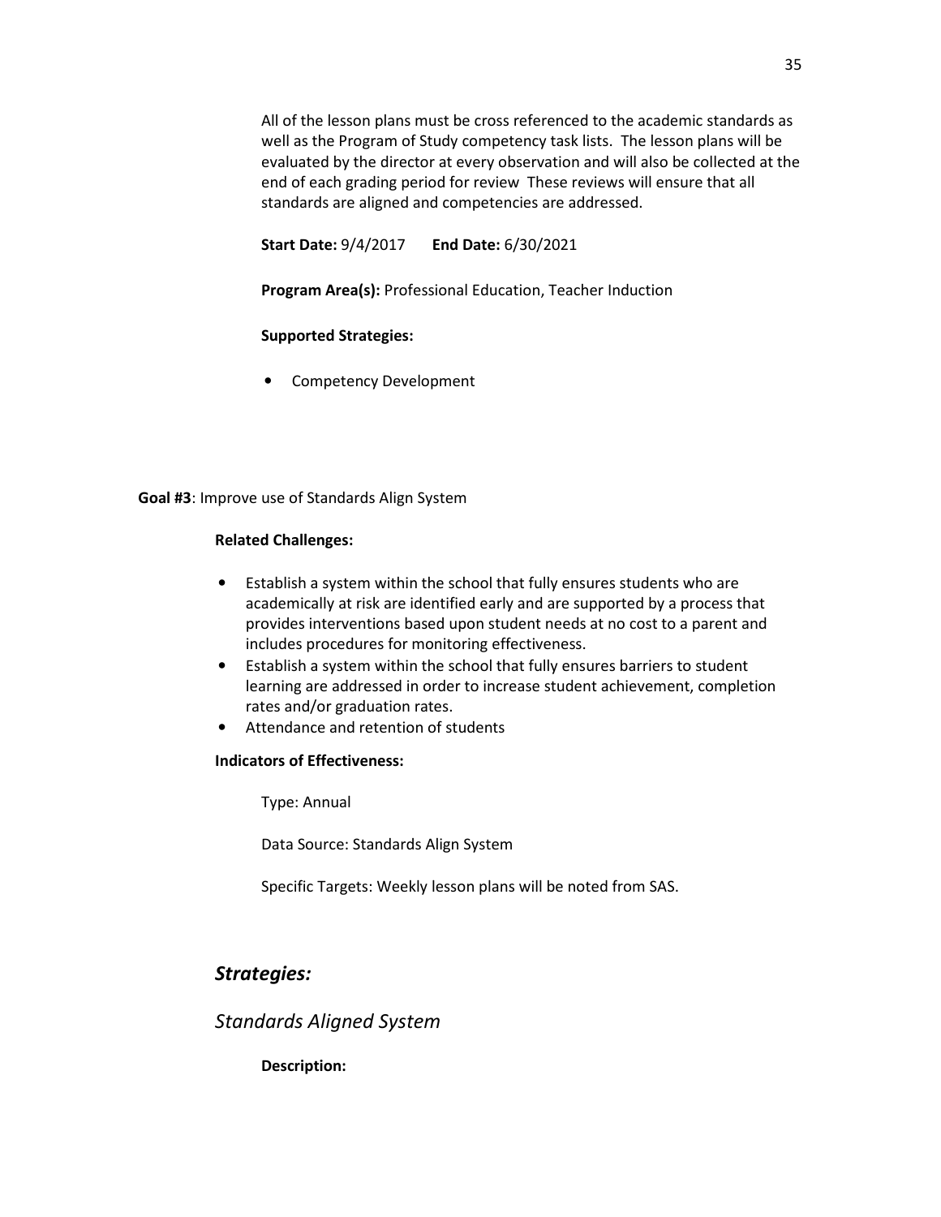All of the lesson plans must be cross referenced to the academic standards as well as the Program of Study competency task lists. The lesson plans will be evaluated by the director at every observation and will also be collected at the end of each grading period for review These reviews will ensure that all standards are aligned and competencies are addressed.

**Start Date:** 9/4/2017 **End Date:** 6/30/2021

**Program Area(s):** Professional Education, Teacher Induction

**Supported Strategies:**

- Competency Development

**Goal #3**: Improve use of Standards Align System

**Related Challenges:**

- Establish a system within the school that fully ensures students who are academically at risk are identified early and are supported by a process that provides interventions based upon student needs at no cost to a parent and includes procedures for monitoring effectiveness.
- Establish a system within the school that fully ensures barriers to student learning are addressed in order to increase student achievement, completion rates and/or graduation rates.
- Attendance and retention of students

**Indicators of Effectiveness:**

Type: Annual

Data Source: Standards Align System

Specific Targets: Weekly lesson plans will be noted from SAS.

## *Strategies:*

### *Standards Aligned System*

**Description:**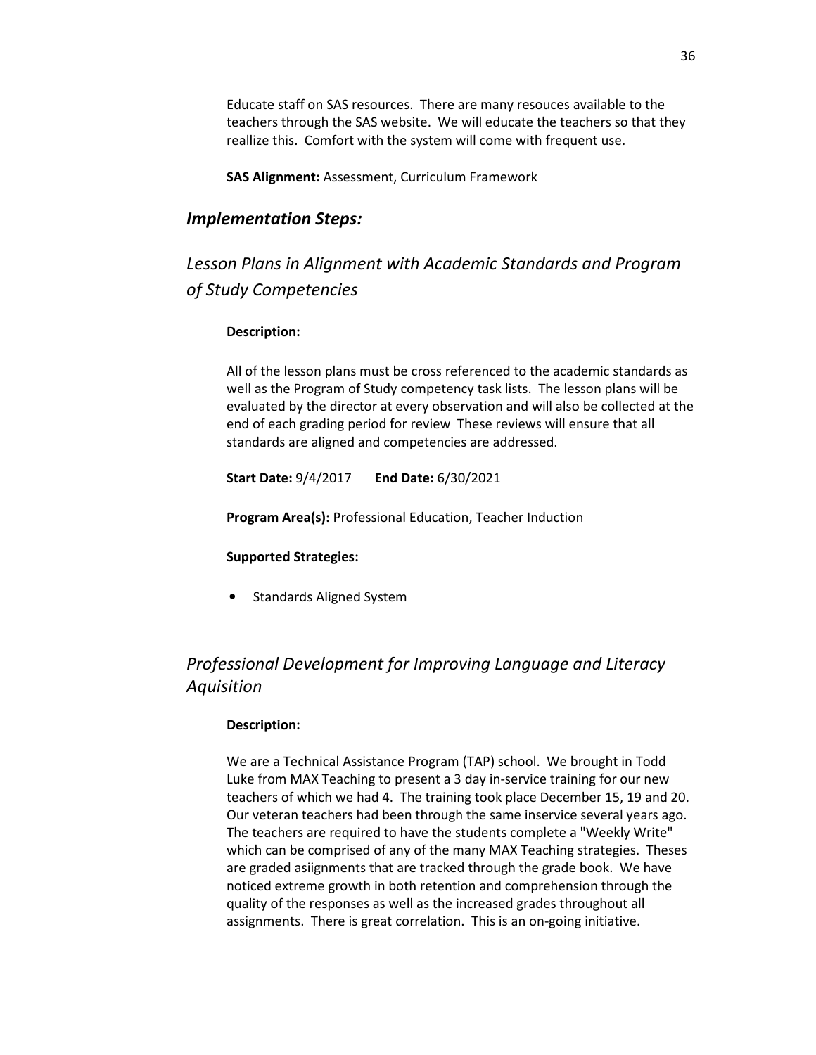Educate staff on SAS resources. There are many resouces available to the teachers through the SAS website. We will educate the teachers so that they reallize this. Comfort with the system will come with frequent use.

**SAS Alignment:** Assessment, Curriculum Framework

## *Implementation Steps:*

## *Lesson Plans in Alignment with Academic Standards and Program of Study Competencies*

**Description:**

All of the lesson plans must be cross referenced to the academic standards as well as the Program of Study competency task lists. The lesson plans will be evaluated by the director at every observation and will also be collected at the end of each grading period for review These reviews will ensure that all standards are aligned and competencies are addressed.

**Start Date:** 9/4/2017 **End Date:** 6/30/2021

**Program Area(s):** Professional Education, Teacher Induction

**Supported Strategies:**

- Standards Aligned System

## *Professional Development for Improving Language and Literacy Aquisition*

**Description:**

We are a Technical Assistance Program (TAP) school. We brought in Todd Luke from MAX Teaching to present a 3 day in-service training for our new teachers of which we had 4. The training took place December 15, 19 and 20. Our veteran teachers had been through the same inservice several years ago. The teachers are required to have the students complete a "Weekly Write" which can be comprised of any of the many MAX Teaching strategies. Theses are graded asiignments that are tracked through the grade book. We have noticed extreme growth in both retention and comprehension through the quality of the responses as well as the increased grades throughout all assignments. There is great correlation. This is an on-going initiative.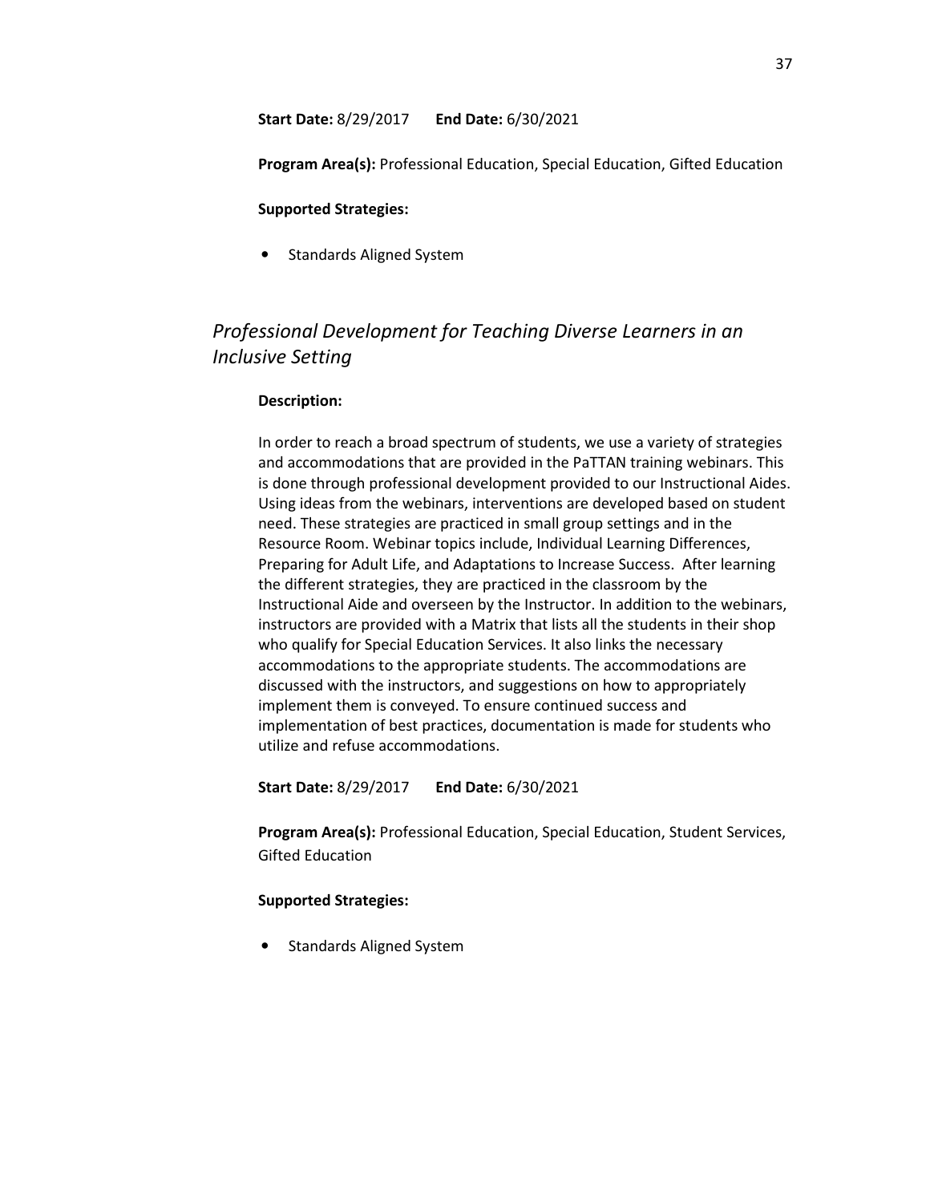**Start Date:** 8/29/2017 **End Date:** 6/30/2021

**Program Area(s):** Professional Education, Special Education, Gifted Education

**Supported Strategies:**

- Standards Aligned System

## *Professional Development for Teaching Diverse Learners in an Inclusive Setting*

**Description:**

In order to reach a broad spectrum of students, we use a variety of strategies and accommodations that are provided in the PaTTAN training webinars. This is done through professional development provided to our Instructional Aides. Using ideas from the webinars, interventions are developed based on student need. These strategies are practiced in small group settings and in the Resource Room. Webinar topics include, Individual Learning Differences, Preparing for Adult Life, and Adaptations to Increase Success. After learning the different strategies, they are practiced in the classroom by the Instructional Aide and overseen by the Instructor. In addition to the webinars, instructors are provided with a Matrix that lists all the students in their shop who qualify for Special Education Services. It also links the necessary accommodations to the appropriate students. The accommodations are discussed with the instructors, and suggestions on how to appropriately implement them is conveyed. To ensure continued success and implementation of best practices, documentation is made for students who utilize and refuse accommodations.

**Start Date:** 8/29/2017 **End Date:** 6/30/2021

**Program Area(s):** Professional Education, Special Education, Student Services, Gifted Education

**Supported Strategies:**

- Standards Aligned System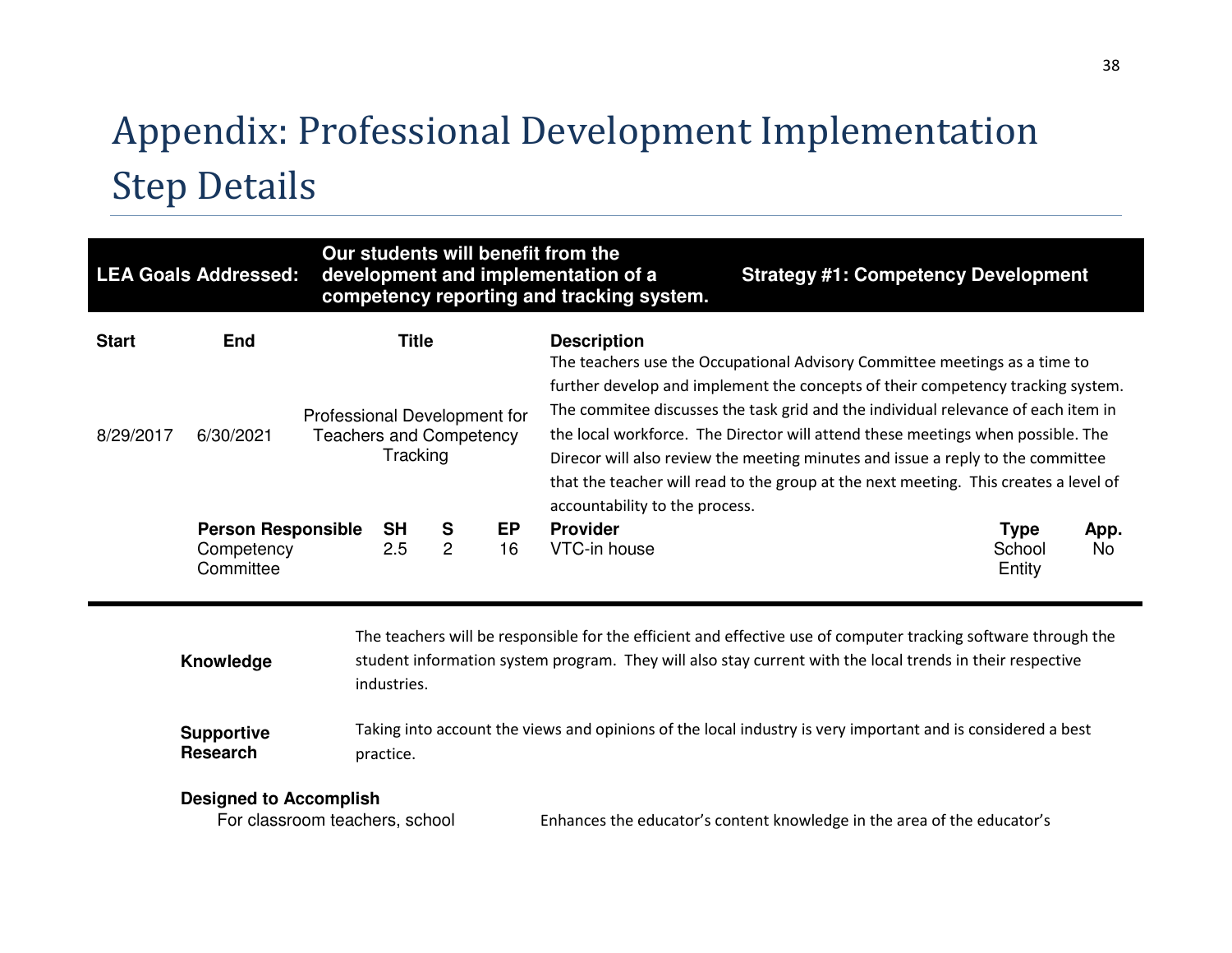# Appendix: Professional Development Implementation Step Details

| LEA Goals Addressed: | Our students will benefit from the development and implementation of a competency reporting and tracking system. | Strategy #1: Competency Development |
|---|---|---|

| Start | End | Title | Description |
|---|---|---|---|
| 8/29/2017 | 6/30/2021 | Professional Development for Teachers and Competency Tracking | The teachers use the Occupational Advisory Committee meetings as a time to further develop and implement the concepts of their competency tracking system. The commitee discusses the task grid and the individual relevance of each item in the local workforce. The Director will attend these meetings when possible. The Direcor will also review the meeting minutes and issue a reply to the committee that the teacher will read to the group at the next meeting. This creates a level of accountability to the process. |

| Person Responsible | SH | S | EP | Provider | Type | App. |
|---|---|---|---|---|---|---|
| Competency Committee | 2.5 | 2 | 16 | VTC-in house | School Entity | No |

**Knowledge**

The teachers will be responsible for the efficient and effective use of computer tracking software through the student information system program. They will also stay current with the local trends in their respective industries.

**Supportive Research**

Taking into account the views and opinions of the local industry is very important and is considered a best practice.

**Designed to Accomplish**

| | |
|---|---|
| For classroom teachers, school | Enhances the educator's content knowledge in the area of the educator's |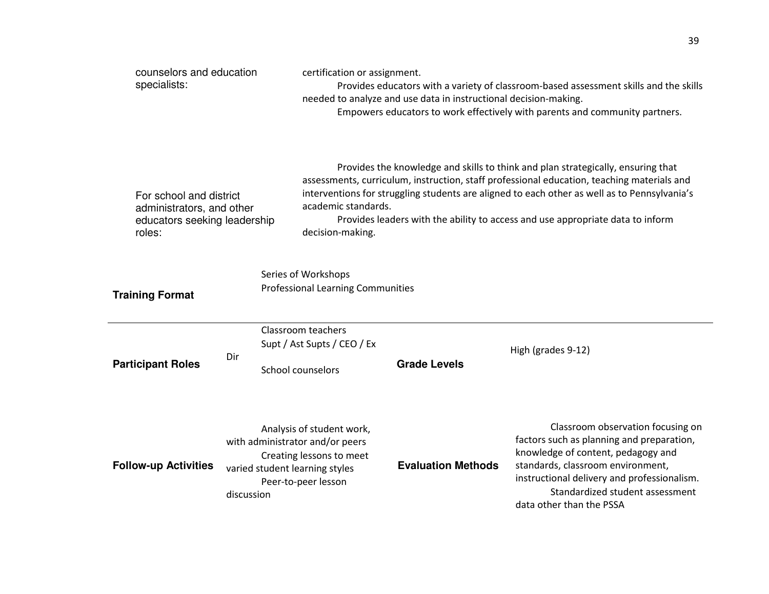| | |
|---|---|
| counselors and education specialists: | certification or assignment.<br>Provides educators with a variety of classroom-based assessment skills and the skills needed to analyze and use data in instructional decision-making.<br>Empowers educators to work effectively with parents and community partners. |
| For school and district administrators, and other educators seeking leadership roles: | Provides the knowledge and skills to think and plan strategically, ensuring that assessments, curriculum, instruction, staff professional education, teaching materials and interventions for struggling students are aligned to each other as well as to Pennsylvania's academic standards.<br>Provides leaders with the ability to access and use appropriate data to inform decision-making. |

| | | | |
|---|---|---|---|
| **Training Format** | Series of Workshops<br>Professional Learning Communities | | |
| **Participant Roles** | Classroom teachers<br>Supt / Ast Supts / CEO / Ex Dir<br>School counselors | **Grade Levels** | High (grades 9-12) |
| **Follow-up Activities** | Analysis of student work, with administrator and/or peers<br>Creating lessons to meet varied student learning styles<br>Peer-to-peer lesson discussion | **Evaluation Methods** | Classroom observation focusing on factors such as planning and preparation, knowledge of content, pedagogy and standards, classroom environment, instructional delivery and professionalism.<br>Standardized student assessment data other than the PSSA |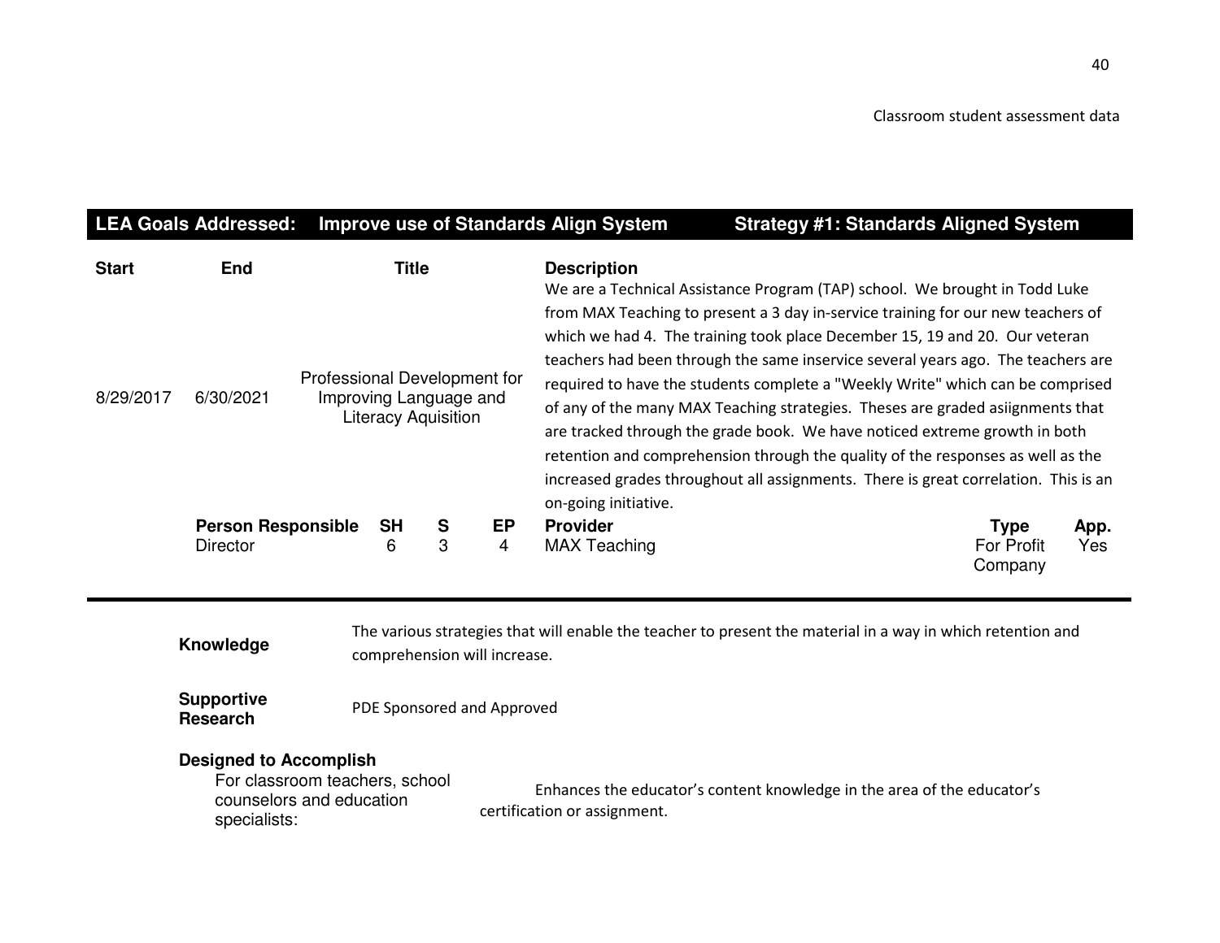Classroom student assessment data

| LEA Goals Addressed: | Improve use of Standards Align System | | Strategy #1: Standards Aligned System |
|---|---|---|---|

| Start | End | Title | Description |
|---|---|---|---|
| 8/29/2017 | 6/30/2021 | Professional Development for Improving Language and Literacy Aquisition | We are a Technical Assistance Program (TAP) school. We brought in Todd Luke from MAX Teaching to present a 3 day in-service training for our new teachers of which we had 4. The training took place December 15, 19 and 20. Our veteran teachers had been through the same inservice several years ago. The teachers are required to have the students complete a "Weekly Write" which can be comprised of any of the many MAX Teaching strategies. Theses are graded asiignments that are tracked through the grade book. We have noticed extreme growth in both retention and comprehension through the quality of the responses as well as the increased grades throughout all assignments. There is great correlation. This is an on-going initiative. |

| Person Responsible | SH | S | EP | Provider | Type | App. |
|---|---|---|---|---|---|---|
| Director | 6 | 3 | 4 | MAX Teaching | For Profit Company | Yes |

**Knowledge** The various strategies that will enable the teacher to present the material in a way in which retention and comprehension will increase.

**Supportive Research** PDE Sponsored and Approved

**Designed to Accomplish**

For classroom teachers, school counselors and education specialists: Enhances the educator's content knowledge in the area of the educator's certification or assignment.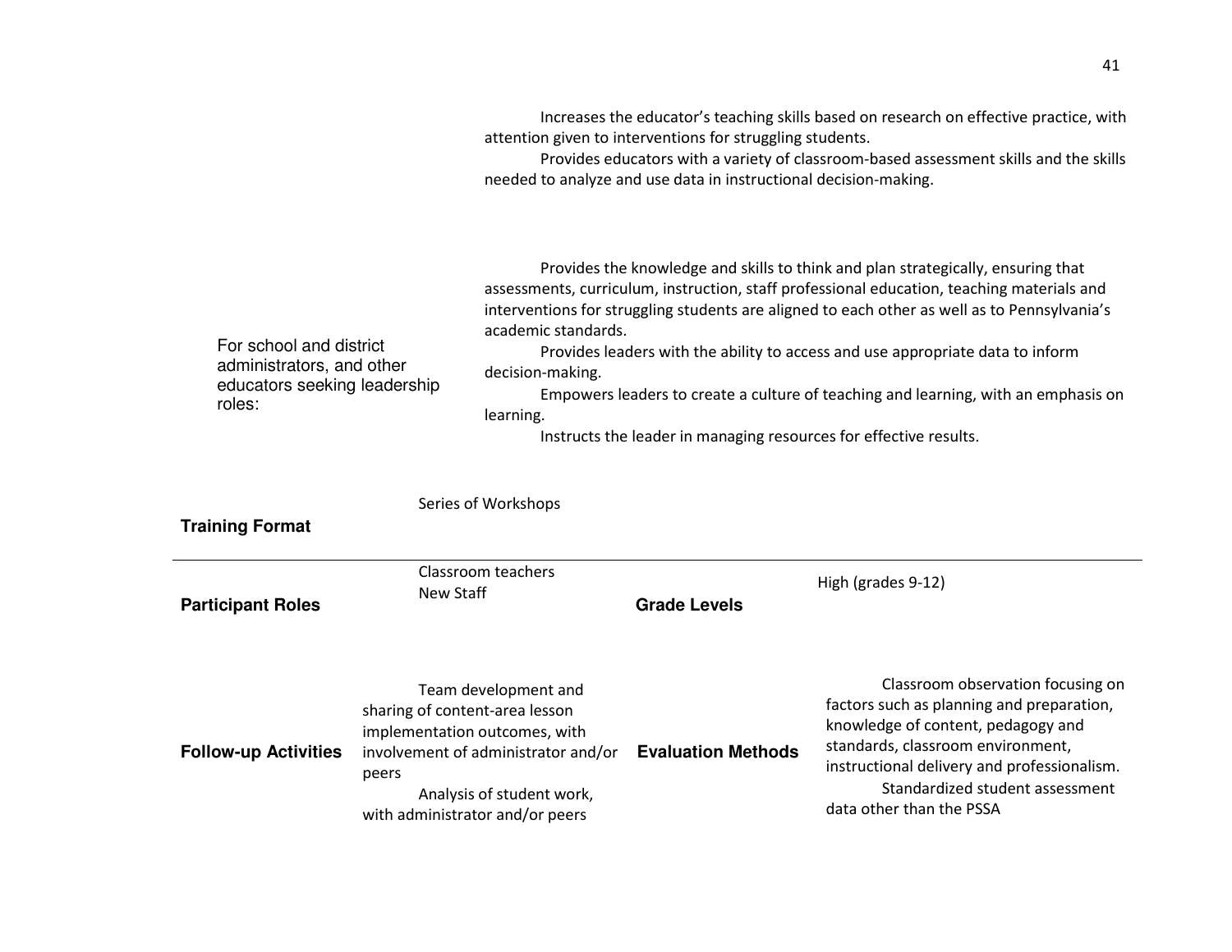| | |
|---|---|
| | Increases the educator's teaching skills based on research on effective practice, with attention given to interventions for struggling students.<br>Provides educators with a variety of classroom-based assessment skills and the skills needed to analyze and use data in instructional decision-making. |
| For school and district administrators, and other educators seeking leadership roles: | Provides the knowledge and skills to think and plan strategically, ensuring that assessments, curriculum, instruction, staff professional education, teaching materials and interventions for struggling students are aligned to each other as well as to Pennsylvania's academic standards.<br>Provides leaders with the ability to access and use appropriate data to inform decision-making.<br>Empowers leaders to create a culture of teaching and learning, with an emphasis on learning.<br>Instructs the leader in managing resources for effective results. |

| | | | |
|---|---|---|---|
| **Training Format** | Series of Workshops | | |
| **Participant Roles** | Classroom teachers<br>New Staff | **Grade Levels** | High (grades 9-12) |
| **Follow-up Activities** | Team development and sharing of content-area lesson implementation outcomes, with involvement of administrator and/or peers<br>Analysis of student work, with administrator and/or peers | **Evaluation Methods** | Classroom observation focusing on factors such as planning and preparation, knowledge of content, pedagogy and standards, classroom environment, instructional delivery and professionalism.<br>Standardized student assessment data other than the PSSA |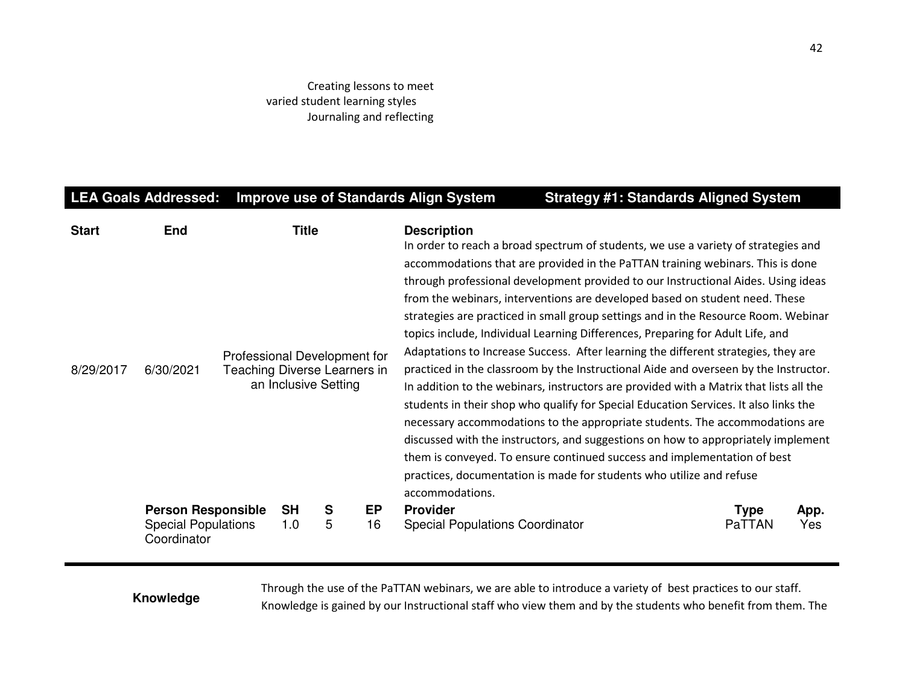Creating lessons to meet varied student learning styles
Journaling and reflecting

| **LEA Goals Addressed:** | **Improve use of Standards Align System** | **Strategy #1: Standards Aligned System** |
|---|---|---|

| **Start** | **End** | **Title** | **Description** |
|---|---|---|---|
| 8/29/2017 | 6/30/2021 | Professional Development for Teaching Diverse Learners in an Inclusive Setting | In order to reach a broad spectrum of students, we use a variety of strategies and accommodations that are provided in the PaTTAN training webinars. This is done through professional development provided to our Instructional Aides. Using ideas from the webinars, interventions are developed based on student need. These strategies are practiced in small group settings and in the Resource Room. Webinar topics include, Individual Learning Differences, Preparing for Adult Life, and Adaptations to Increase Success. After learning the different strategies, they are practiced in the classroom by the Instructional Aide and overseen by the Instructor. In addition to the webinars, instructors are provided with a Matrix that lists all the students in their shop who qualify for Special Education Services. It also links the necessary accommodations to the appropriate students. The accommodations are discussed with the instructors, and suggestions on how to appropriately implement them is conveyed. To ensure continued success and implementation of best practices, documentation is made for students who utilize and refuse accommodations. |

| **Person Responsible** | **SH** | **S** | **EP** | **Provider** | **Type** | **App.** |
|---|---|---|---|---|---|---|
| Special Populations Coordinator | 1.0 | 5 | 16 | Special Populations Coordinator | PaTTAN | Yes |

| | |
|---|---|
| **Knowledge** | Through the use of the PaTTAN webinars, we are able to introduce a variety of best practices to our staff. Knowledge is gained by our Instructional staff who view them and by the students who benefit from them. The |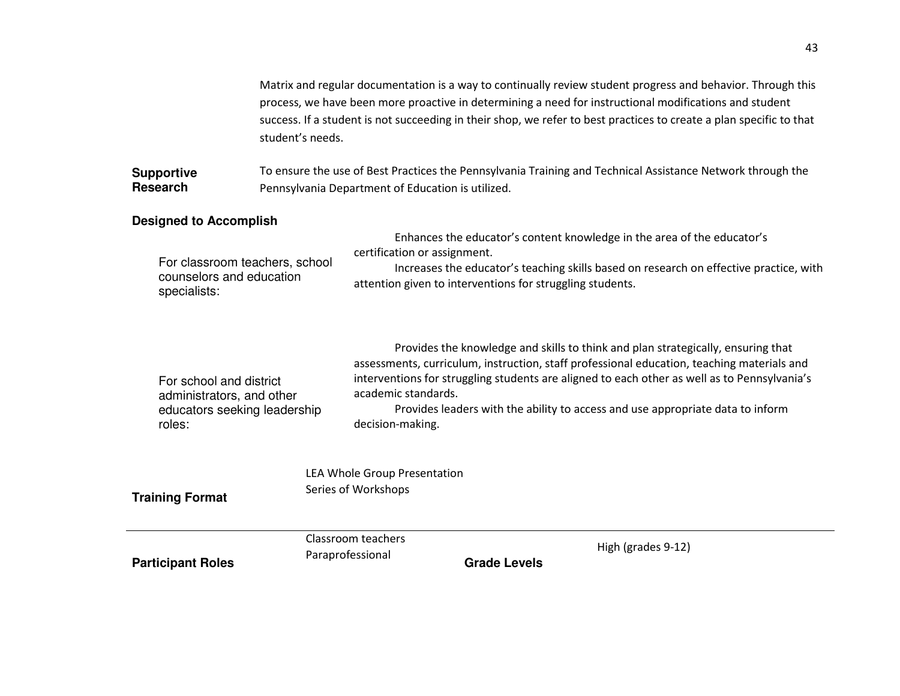Matrix and regular documentation is a way to continually review student progress and behavior. Through this process, we have been more proactive in determining a need for instructional modifications and student success. If a student is not succeeding in their shop, we refer to best practices to create a plan specific to that student's needs.

**Supportive Research**

To ensure the use of Best Practices the Pennsylvania Training and Technical Assistance Network through the Pennsylvania Department of Education is utilized.

**Designed to Accomplish**

For classroom teachers, school counselors and education specialists:

Enhances the educator's content knowledge in the area of the educator's certification or assignment.

Increases the educator's teaching skills based on research on effective practice, with attention given to interventions for struggling students.

For school and district administrators, and other educators seeking leadership roles:

Provides the knowledge and skills to think and plan strategically, ensuring that assessments, curriculum, instruction, staff professional education, teaching materials and interventions for struggling students are aligned to each other as well as to Pennsylvania's academic standards.

Provides leaders with the ability to access and use appropriate data to inform decision-making.

**Training Format**

LEA Whole Group Presentation
Series of Workshops

---

**Participant Roles**

Classroom teachers
Paraprofessional

**Grade Levels**

High (grades 9-12)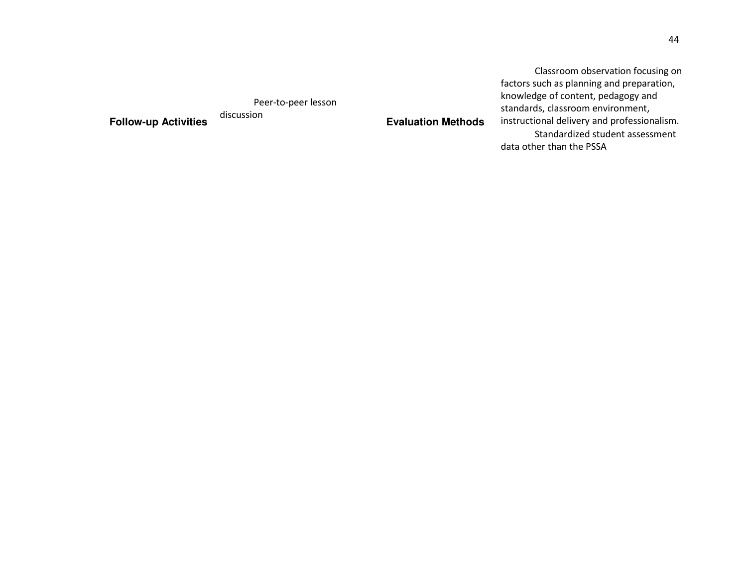| Follow-up Activities | Peer-to-peer lesson discussion | Evaluation Methods | Classroom observation focusing on factors such as planning and preparation, knowledge of content, pedagogy and standards, classroom environment, instructional delivery and professionalism.<br>Standardized student assessment data other than the PSSA |
| --- | --- | --- | --- |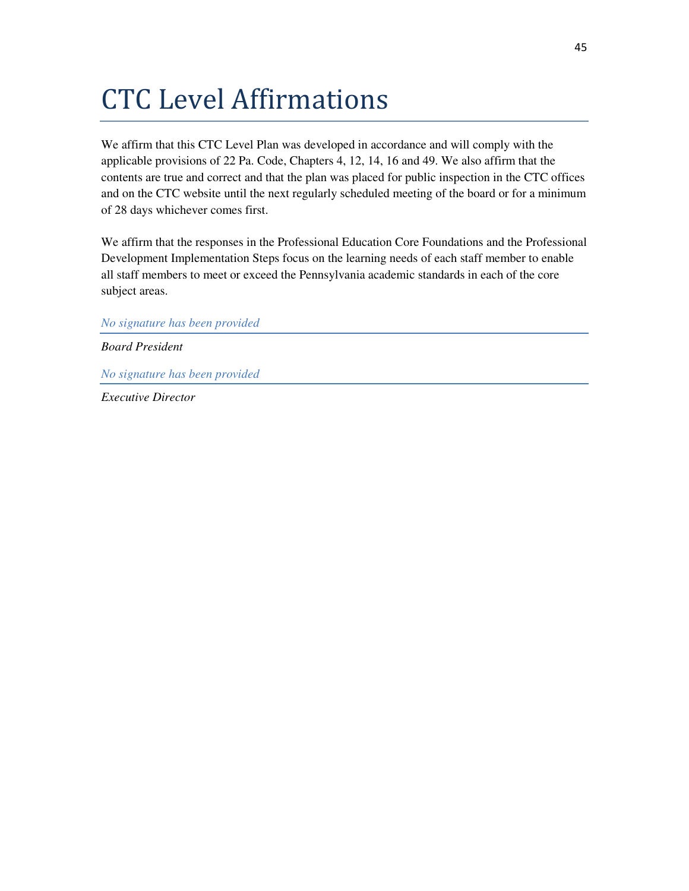# CTC Level Affirmations

We affirm that this CTC Level Plan was developed in accordance and will comply with the applicable provisions of 22 Pa. Code, Chapters 4, 12, 14, 16 and 49. We also affirm that the contents are true and correct and that the plan was placed for public inspection in the CTC offices and on the CTC website until the next regularly scheduled meeting of the board or for a minimum of 28 days whichever comes first.

We affirm that the responses in the Professional Education Core Foundations and the Professional Development Implementation Steps focus on the learning needs of each staff member to enable all staff members to meet or exceed the Pennsylvania academic standards in each of the core subject areas.

*No signature has been provided*

*Board President*

*No signature has been provided*

*Executive Director*